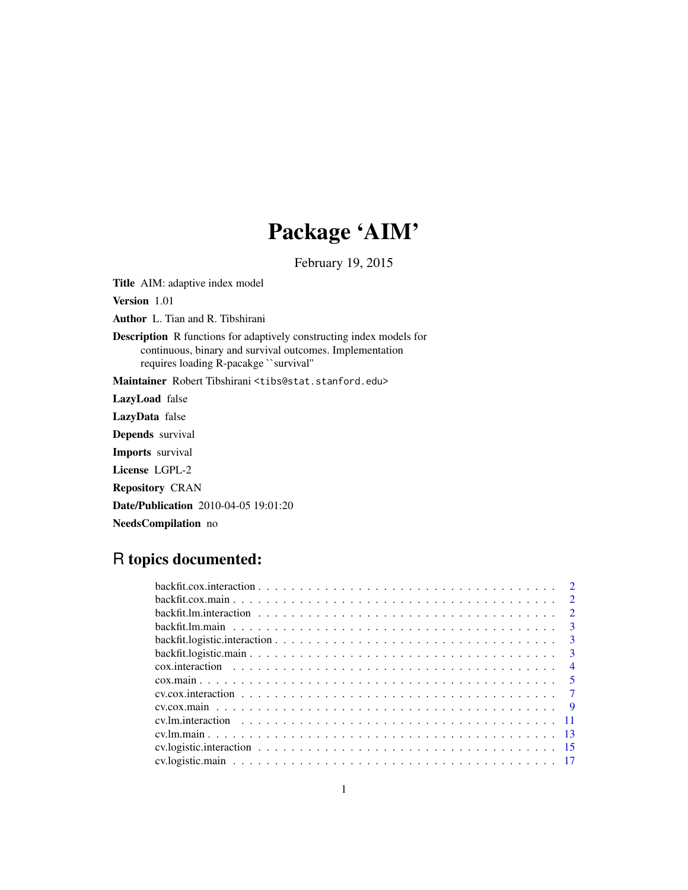# Package 'AIM'

February 19, 2015

**Title** AIM: adaptive index model

**Version** 1.01

**Author** L. Tian and R. Tibshirani

**Description** R functions for adaptively constructing index models for continuous, binary and survival outcomes. Implementation requires loading R-pacakge ``survival''

**Maintainer** Robert Tibshirani <tibs@stat.stanford.edu>

**LazyLoad** false

**LazyData** false

**Depends** survival

**Imports** survival

**License** LGPL-2

**Repository** CRAN

**Date/Publication** 2010-04-05 19:01:20

**NeedsCompilation** no

## R topics documented:

| | |
|---|---|
| backfit.cox.interaction | 2 |
| backfit.cox.main | 2 |
| backfit.lm.interaction | 2 |
| backfit.lm.main | 3 |
| backfit.logistic.interaction | 3 |
| backfit.logistic.main | 3 |
| cox.interaction | 4 |
| cox.main | 5 |
| cv.cox.interaction | 7 |
| cv.cox.main | 9 |
| cv.lm.interaction | 11 |
| cv.lm.main | 13 |
| cv.logistic.interaction | 15 |
| cv.logistic.main | 17 |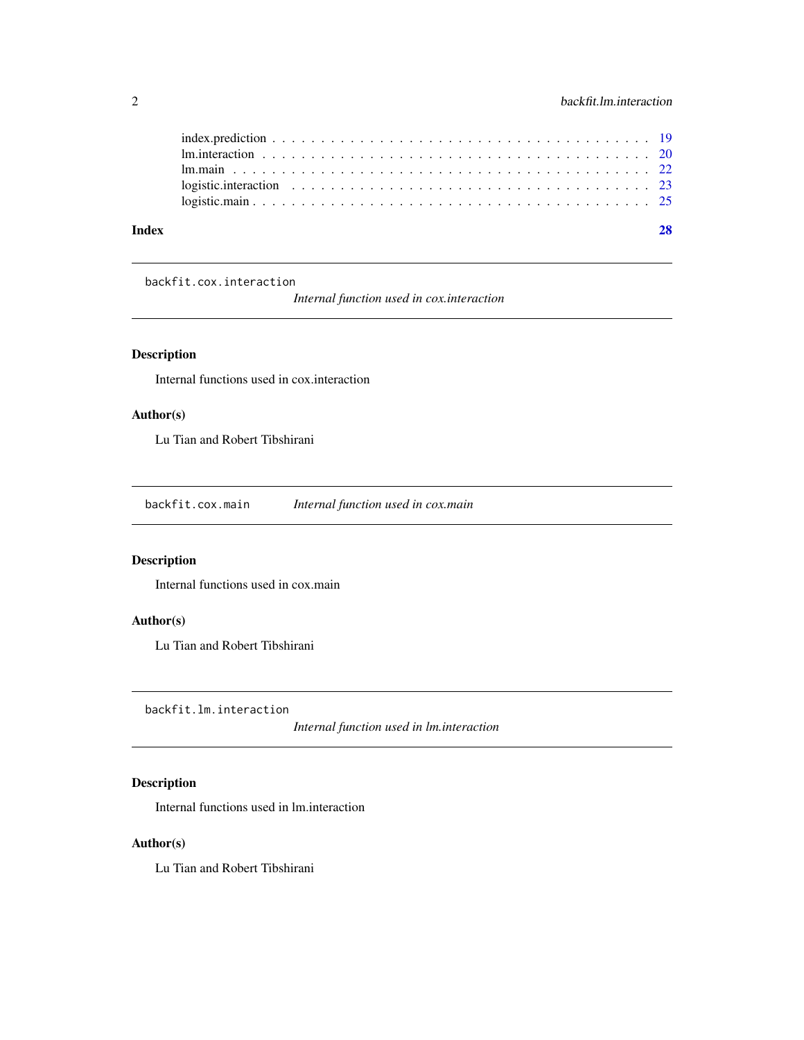index.prediction . . . . . . . . . . . . . . . . . . . . . . . . . . . . . . . . . . . . 19
lm.interaction . . . . . . . . . . . . . . . . . . . . . . . . . . . . . . . . . . . . . 20
lm.main . . . . . . . . . . . . . . . . . . . . . . . . . . . . . . . . . . . . . . . . . 22
logistic.interaction . . . . . . . . . . . . . . . . . . . . . . . . . . . . . . . . . . . 23
logistic.main . . . . . . . . . . . . . . . . . . . . . . . . . . . . . . . . . . . . . . 25

**Index** **28**

---

`backfit.cox.interaction` *Internal function used in cox.interaction*

---

### Description

Internal functions used in cox.interaction

### Author(s)

Lu Tian and Robert Tibshirani

---

`backfit.cox.main` *Internal function used in cox.main*

---

### Description

Internal functions used in cox.main

### Author(s)

Lu Tian and Robert Tibshirani

---

`backfit.lm.interaction` *Internal function used in lm.interaction*

---

### Description

Internal functions used in lm.interaction

### Author(s)

Lu Tian and Robert Tibshirani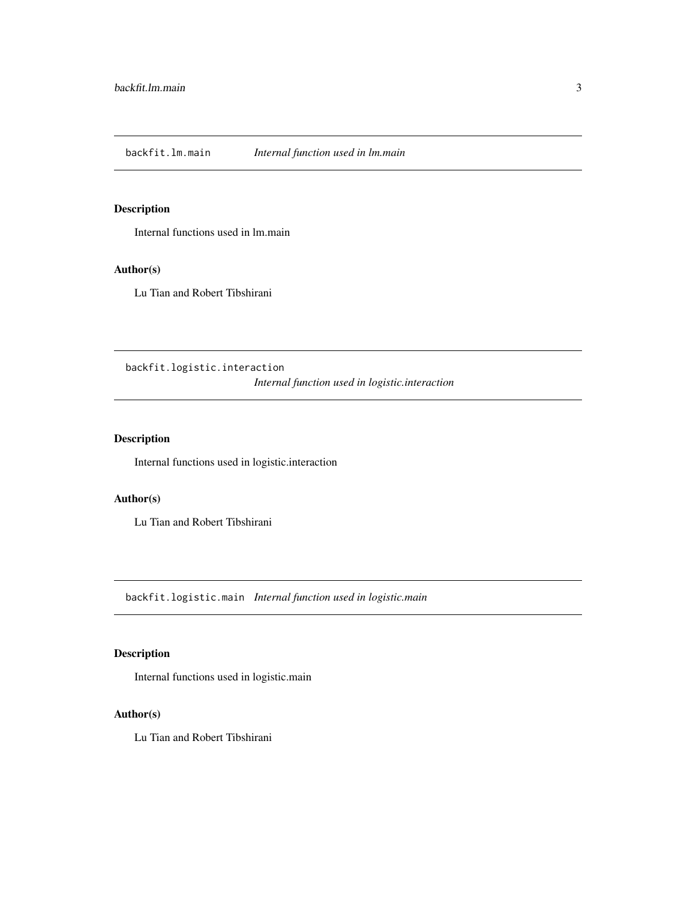## backfit.lm.main    *Internal function used in lm.main*

### Description

Internal functions used in lm.main

### Author(s)

Lu Tian and Robert Tibshirani

## backfit.logistic.interaction    *Internal function used in logistic.interaction*

### Description

Internal functions used in logistic.interaction

### Author(s)

Lu Tian and Robert Tibshirani

## backfit.logistic.main    *Internal function used in logistic.main*

### Description

Internal functions used in logistic.main

### Author(s)

Lu Tian and Robert Tibshirani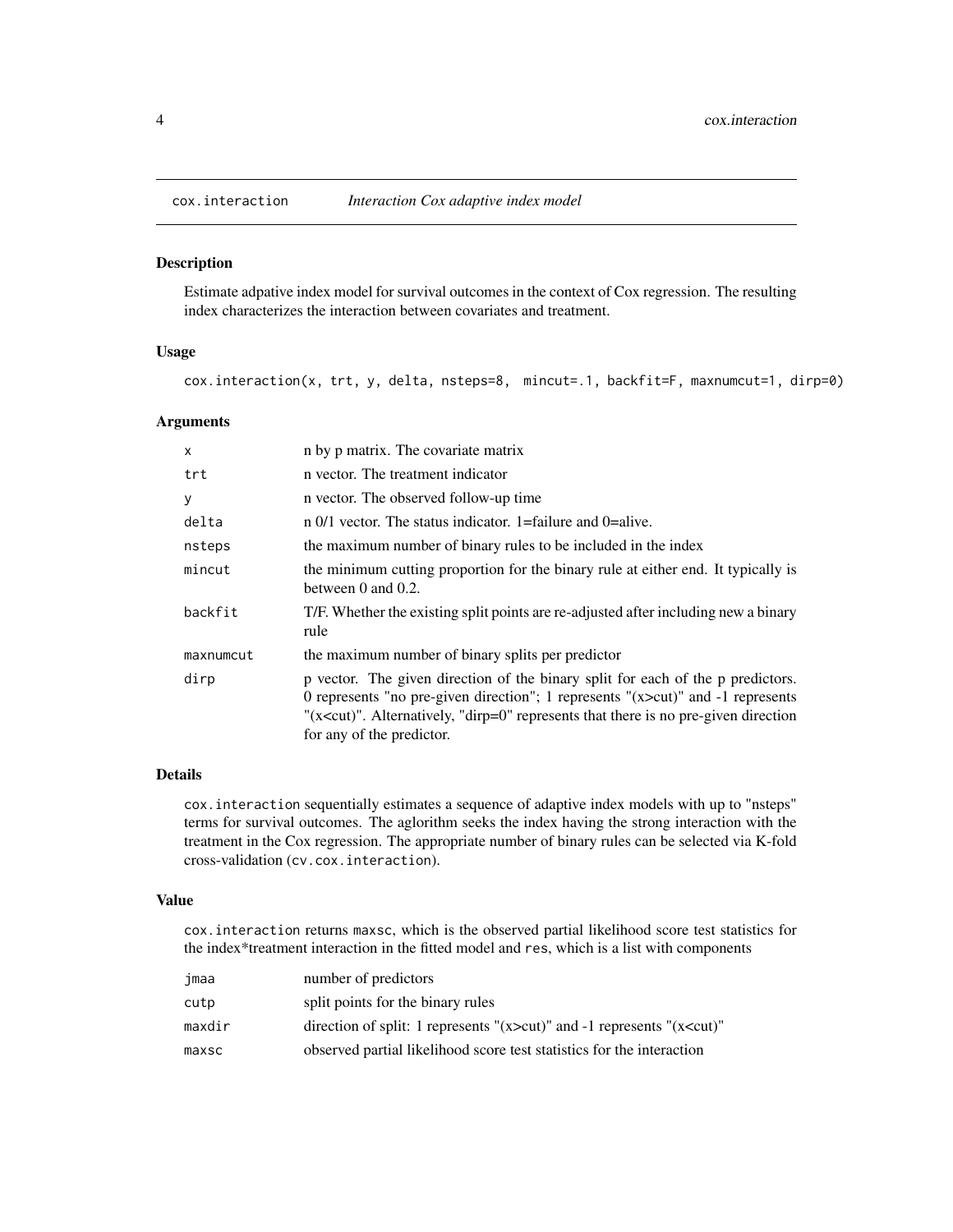# cox.interaction — *Interaction Cox adaptive index model*

## Description

Estimate adpative index model for survival outcomes in the context of Cox regression. The resulting index characterizes the interaction between covariates and treatment.

## Usage

```
cox.interaction(x, trt, y, delta, nsteps=8,  mincut=.1, backfit=F, maxnumcut=1, dirp=0)
```

## Arguments

| | |
|---|---|
| `x` | n by p matrix. The covariate matrix |
| `trt` | n vector. The treatment indicator |
| `y` | n vector. The observed follow-up time |
| `delta` | n 0/1 vector. The status indicator. 1=failure and 0=alive. |
| `nsteps` | the maximum number of binary rules to be included in the index |
| `mincut` | the minimum cutting proportion for the binary rule at either end. It typically is between 0 and 0.2. |
| `backfit` | T/F. Whether the existing split points are re-adjusted after including new a binary rule |
| `maxnumcut` | the maximum number of binary splits per predictor |
| `dirp` | p vector. The given direction of the binary split for each of the p predictors. 0 represents "no pre-given direction"; 1 represents "(x>cut)" and -1 represents "(x<cut)". Alternatively, "dirp=0" represents that there is no pre-given direction for any of the predictor. |

## Details

`cox.interaction` sequentially estimates a sequence of adaptive index models with up to "nsteps" terms for survival outcomes. The aglorithm seeks the index having the strong interaction with the treatment in the Cox regression. The appropriate number of binary rules can be selected via K-fold cross-validation (`cv.cox.interaction`).

## Value

`cox.interaction` returns `maxsc`, which is the observed partial likelihood score test statistics for the index*treatment interaction in the fitted model and `res`, which is a list with components

| | |
|---|---|
| `jmaa` | number of predictors |
| `cutp` | split points for the binary rules |
| `maxdir` | direction of split: 1 represents "(x>cut)" and -1 represents "(x<cut)" |
| `maxsc` | observed partial likelihood score test statistics for the interaction |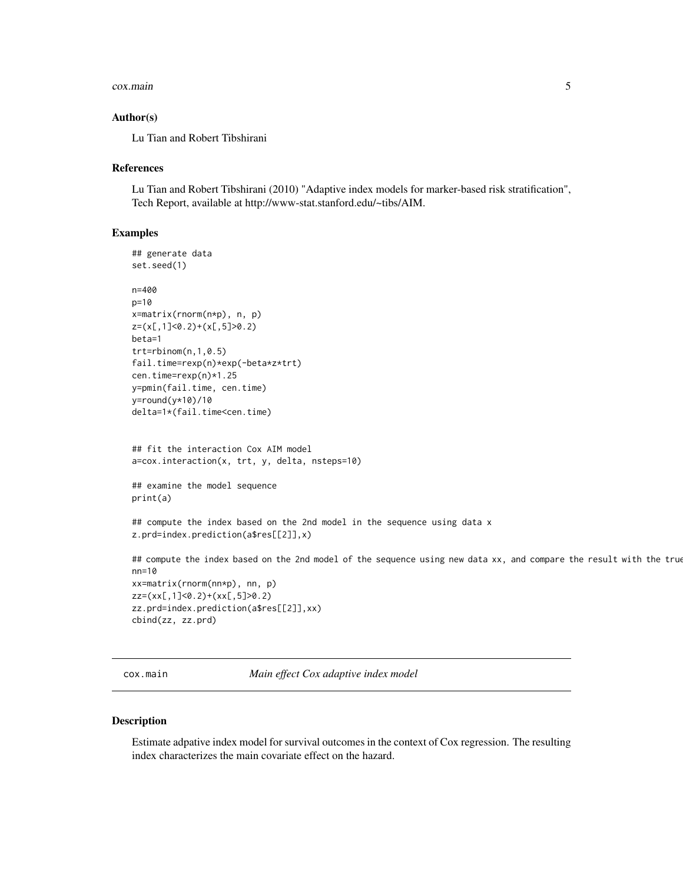## Author(s)

Lu Tian and Robert Tibshirani

## References

Lu Tian and Robert Tibshirani (2010) "Adaptive index models for marker-based risk stratification", Tech Report, available at http://www-stat.stanford.edu/~tibs/AIM.

## Examples

```
## generate data
set.seed(1)

n=400
p=10
x=matrix(rnorm(n*p), n, p)
z=(x[,1]<0.2)+(x[,5]>0.2)
beta=1
trt=rbinom(n,1,0.5)
fail.time=rexp(n)*exp(-beta*z*trt)
cen.time=rexp(n)*1.25
y=pmin(fail.time, cen.time)
y=round(y*10)/10
delta=1*(fail.time<cen.time)


## fit the interaction Cox AIM model
a=cox.interaction(x, trt, y, delta, nsteps=10)

## examine the model sequence
print(a)

## compute the index based on the 2nd model in the sequence using data x
z.prd=index.prediction(a$res[[2]],x)

## compute the index based on the 2nd model of the sequence using new data xx, and compare the result with the true
nn=10
xx=matrix(rnorm(nn*p), nn, p)
zz=(xx[,1]<0.2)+(xx[,5]>0.2)
zz.prd=index.prediction(a$res[[2]],xx)
cbind(zz, zz.prd)
```

---

# cox.main — *Main effect Cox adaptive index model*

## Description

Estimate adpative index model for survival outcomes in the context of Cox regression. The resulting index characterizes the main covariate effect on the hazard.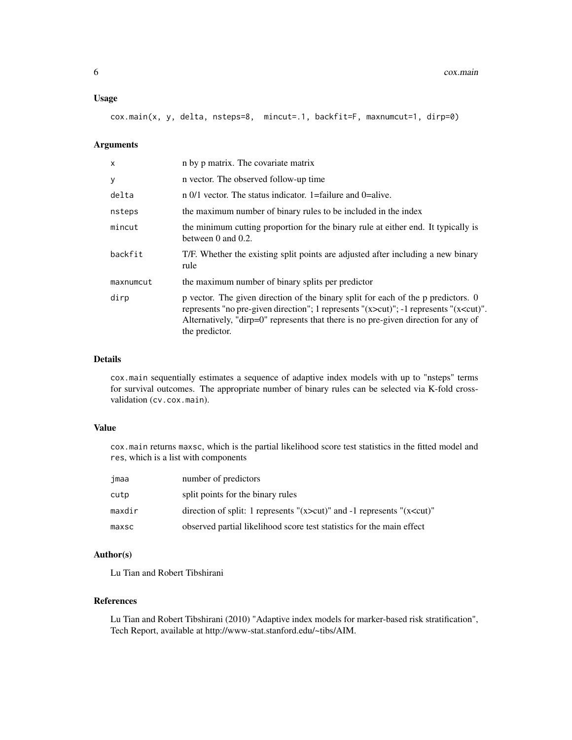## Usage

```
cox.main(x, y, delta, nsteps=8,  mincut=.1, backfit=F, maxnumcut=1, dirp=0)
```

## Arguments

| | |
|---|---|
| x | n by p matrix. The covariate matrix |
| y | n vector. The observed follow-up time |
| delta | n 0/1 vector. The status indicator. 1=failure and 0=alive. |
| nsteps | the maximum number of binary rules to be included in the index |
| mincut | the minimum cutting proportion for the binary rule at either end. It typically is between 0 and 0.2. |
| backfit | T/F. Whether the existing split points are adjusted after including a new binary rule |
| maxnumcut | the maximum number of binary splits per predictor |
| dirp | p vector. The given direction of the binary split for each of the p predictors. 0 represents "no pre-given direction"; 1 represents "(x>cut)"; -1 represents "(x<cut)". Alternatively, "dirp=0" represents that there is no pre-given direction for any of the predictor. |

## Details

`cox.main` sequentially estimates a sequence of adaptive index models with up to "nsteps" terms for survival outcomes. The appropriate number of binary rules can be selected via K-fold cross-validation (`cv.cox.main`).

## Value

`cox.main` returns `maxsc`, which is the partial likelihood score test statistics in the fitted model and `res`, which is a list with components

| | |
|---|---|
| jmaa | number of predictors |
| cutp | split points for the binary rules |
| maxdir | direction of split: 1 represents "(x>cut)" and -1 represents "(x<cut)" |
| maxsc | observed partial likelihood score test statistics for the main effect |

## Author(s)

Lu Tian and Robert Tibshirani

## References

Lu Tian and Robert Tibshirani (2010) "Adaptive index models for marker-based risk stratification", Tech Report, available at http://www-stat.stanford.edu/~tibs/AIM.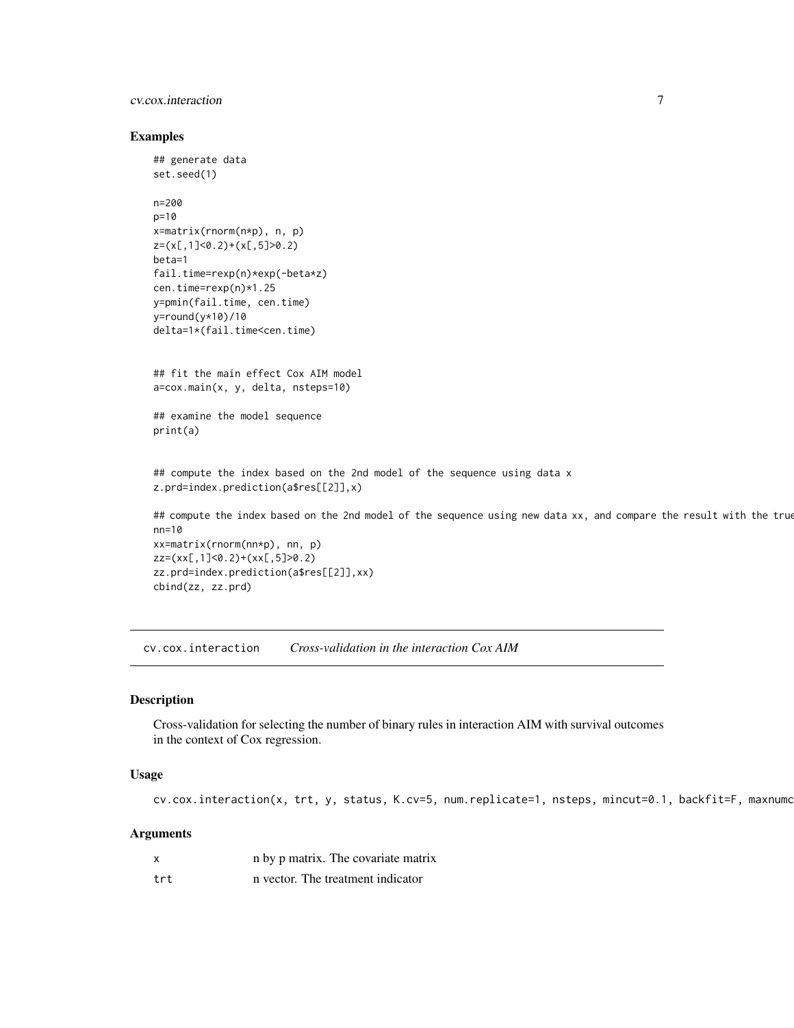## Examples

```
## generate data
set.seed(1)

n=200
p=10
x=matrix(rnorm(n*p), n, p)
z=(x[,1]<0.2)+(x[,5]>0.2)
beta=1
fail.time=rexp(n)*exp(-beta*z)
cen.time=rexp(n)*1.25
y=pmin(fail.time, cen.time)
y=round(y*10)/10
delta=1*(fail.time<cen.time)


## fit the main effect Cox AIM model
a=cox.main(x, y, delta, nsteps=10)

## examine the model sequence
print(a)


## compute the index based on the 2nd model of the sequence using data x
z.prd=index.prediction(a$res[[2]],x)

## compute the index based on the 2nd model of the sequence using new data xx, and compare the result with the true
nn=10
xx=matrix(rnorm(nn*p), nn, p)
zz=(xx[,1]<0.2)+(xx[,5]>0.2)
zz.prd=index.prediction(a$res[[2]],xx)
cbind(zz, zz.prd)
```

## cv.cox.interaction    *Cross-validation in the interaction Cox AIM*

### Description

Cross-validation for selecting the number of binary rules in interaction AIM with survival outcomes in the context of Cox regression.

### Usage

```
cv.cox.interaction(x, trt, y, status, K.cv=5, num.replicate=1, nsteps, mincut=0.1, backfit=F, maxnumc
```

### Arguments

| | |
|---|---|
| x | n by p matrix. The covariate matrix |
| trt | n vector. The treatment indicator |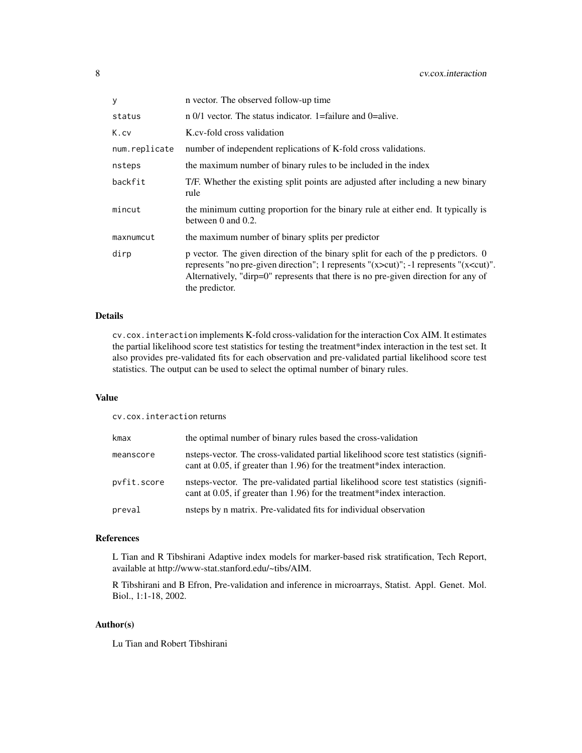| | |
|---|---|
| `y` | n vector. The observed follow-up time |
| `status` | n 0/1 vector. The status indicator. 1=failure and 0=alive. |
| `K.cv` | K.cv-fold cross validation |
| `num.replicate` | number of independent replications of K-fold cross validations. |
| `nsteps` | the maximum number of binary rules to be included in the index |
| `backfit` | T/F. Whether the existing split points are adjusted after including a new binary rule |
| `mincut` | the minimum cutting proportion for the binary rule at either end. It typically is between 0 and 0.2. |
| `maxnumcut` | the maximum number of binary splits per predictor |
| `dirp` | p vector. The given direction of the binary split for each of the p predictors. 0 represents "no pre-given direction"; 1 represents "(x>cut)"; -1 represents "(x<cut)". Alternatively, "dirp=0" represents that there is no pre-given direction for any of the predictor. |

### Details

`cv.cox.interaction` implements K-fold cross-validation for the interaction Cox AIM. It estimates the partial likelihood score test statistics for testing the treatment*index interaction in the test set. It also provides pre-validated fits for each observation and pre-validated partial likelihood score test statistics. The output can be used to select the optimal number of binary rules.

### Value

`cv.cox.interaction` returns

| | |
|---|---|
| `kmax` | the optimal number of binary rules based the cross-validation |
| `meanscore` | nsteps-vector. The cross-validated partial likelihood score test statistics (significant at 0.05, if greater than 1.96) for the treatment*index interaction. |
| `pvfit.score` | nsteps-vector. The pre-validated partial likelihood score test statistics (significant at 0.05, if greater than 1.96) for the treatment*index interaction. |
| `preval` | nsteps by n matrix. Pre-validated fits for individual observation |

### References

L Tian and R Tibshirani Adaptive index models for marker-based risk stratification, Tech Report, available at http://www-stat.stanford.edu/~tibs/AIM.

R Tibshirani and B Efron, Pre-validation and inference in microarrays, Statist. Appl. Genet. Mol. Biol., 1:1-18, 2002.

### Author(s)

Lu Tian and Robert Tibshirani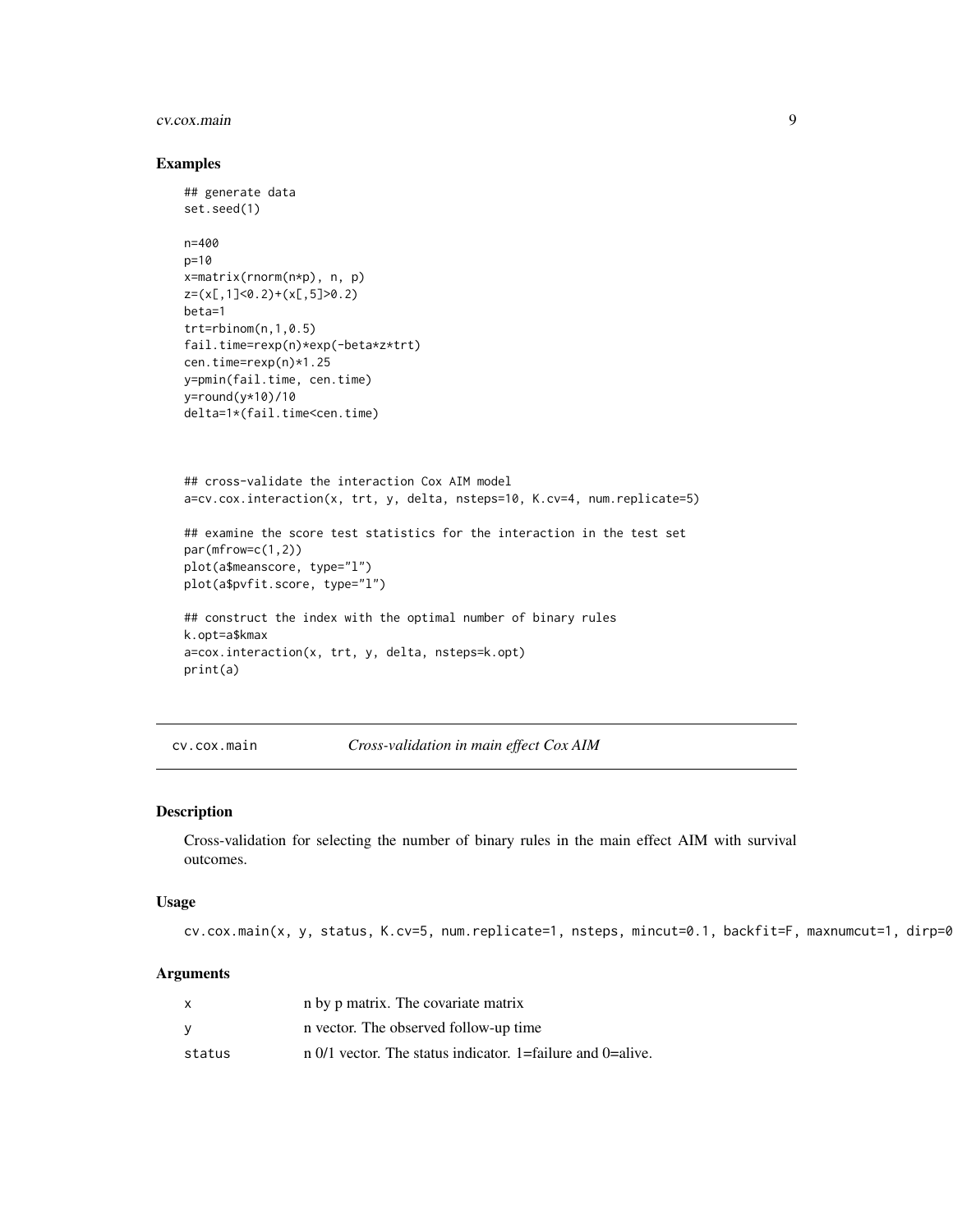## Examples

```
## generate data
set.seed(1)

n=400
p=10
x=matrix(rnorm(n*p), n, p)
z=(x[,1]<0.2)+(x[,5]>0.2)
beta=1
trt=rbinom(n,1,0.5)
fail.time=rexp(n)*exp(-beta*z*trt)
cen.time=rexp(n)*1.25
y=pmin(fail.time, cen.time)
y=round(y*10)/10
delta=1*(fail.time<cen.time)



## cross-validate the interaction Cox AIM model
a=cv.cox.interaction(x, trt, y, delta, nsteps=10, K.cv=4, num.replicate=5)

## examine the score test statistics for the interaction in the test set
par(mfrow=c(1,2))
plot(a$meanscore, type="l")
plot(a$pvfit.score, type="l")

## construct the index with the optimal number of binary rules
k.opt=a$kmax
a=cox.interaction(x, trt, y, delta, nsteps=k.opt)
print(a)
```

---

## cv.cox.main — *Cross-validation in main effect Cox AIM*

### Description

Cross-validation for selecting the number of binary rules in the main effect AIM with survival outcomes.

### Usage

```
cv.cox.main(x, y, status, K.cv=5, num.replicate=1, nsteps, mincut=0.1, backfit=F, maxnumcut=1, dirp=0
```

### Arguments

| | |
|---|---|
| x | n by p matrix. The covariate matrix |
| y | n vector. The observed follow-up time |
| status | n 0/1 vector. The status indicator. 1=failure and 0=alive. |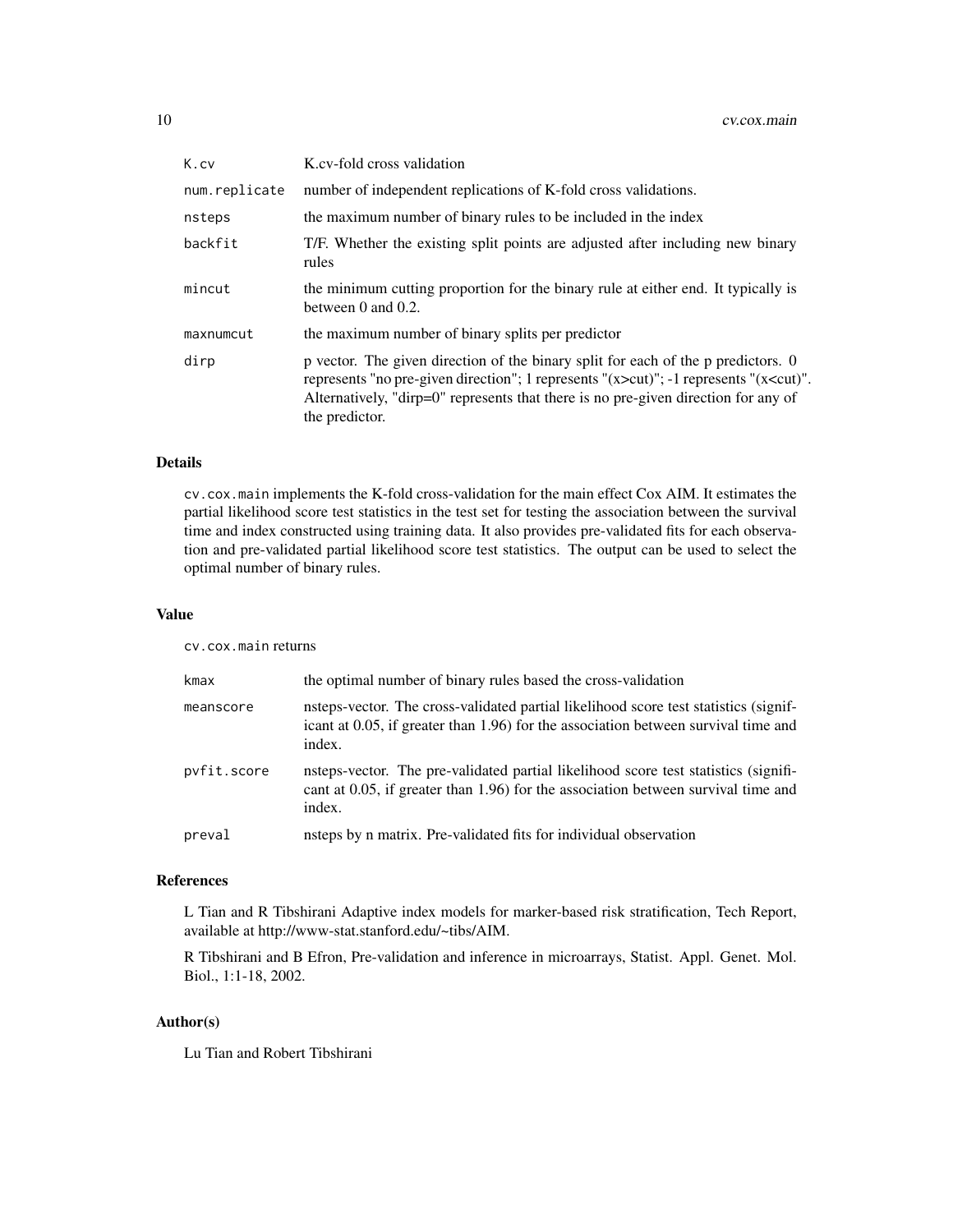| | |
|---|---|
| `K.cv` | K.cv-fold cross validation |
| `num.replicate` | number of independent replications of K-fold cross validations. |
| `nsteps` | the maximum number of binary rules to be included in the index |
| `backfit` | T/F. Whether the existing split points are adjusted after including new binary rules |
| `mincut` | the minimum cutting proportion for the binary rule at either end. It typically is between 0 and 0.2. |
| `maxnumcut` | the maximum number of binary splits per predictor |
| `dirp` | p vector. The given direction of the binary split for each of the p predictors. 0 represents "no pre-given direction"; 1 represents "(x>cut)"; -1 represents "(x<cut)". Alternatively, "dirp=0" represents that there is no pre-given direction for any of the predictor. |

## Details

`cv.cox.main` implements the K-fold cross-validation for the main effect Cox AIM. It estimates the partial likelihood score test statistics in the test set for testing the association between the survival time and index constructed using training data. It also provides pre-validated fits for each observation and pre-validated partial likelihood score test statistics. The output can be used to select the optimal number of binary rules.

## Value

`cv.cox.main` returns

| | |
|---|---|
| `kmax` | the optimal number of binary rules based the cross-validation |
| `meanscore` | nsteps-vector. The cross-validated partial likelihood score test statistics (significant at 0.05, if greater than 1.96) for the association between survival time and index. |
| `pvfit.score` | nsteps-vector. The pre-validated partial likelihood score test statistics (significant at 0.05, if greater than 1.96) for the association between survival time and index. |
| `preval` | nsteps by n matrix. Pre-validated fits for individual observation |

## References

L Tian and R Tibshirani Adaptive index models for marker-based risk stratification, Tech Report, available at http://www-stat.stanford.edu/~tibs/AIM.

R Tibshirani and B Efron, Pre-validation and inference in microarrays, Statist. Appl. Genet. Mol. Biol., 1:1-18, 2002.

## Author(s)

Lu Tian and Robert Tibshirani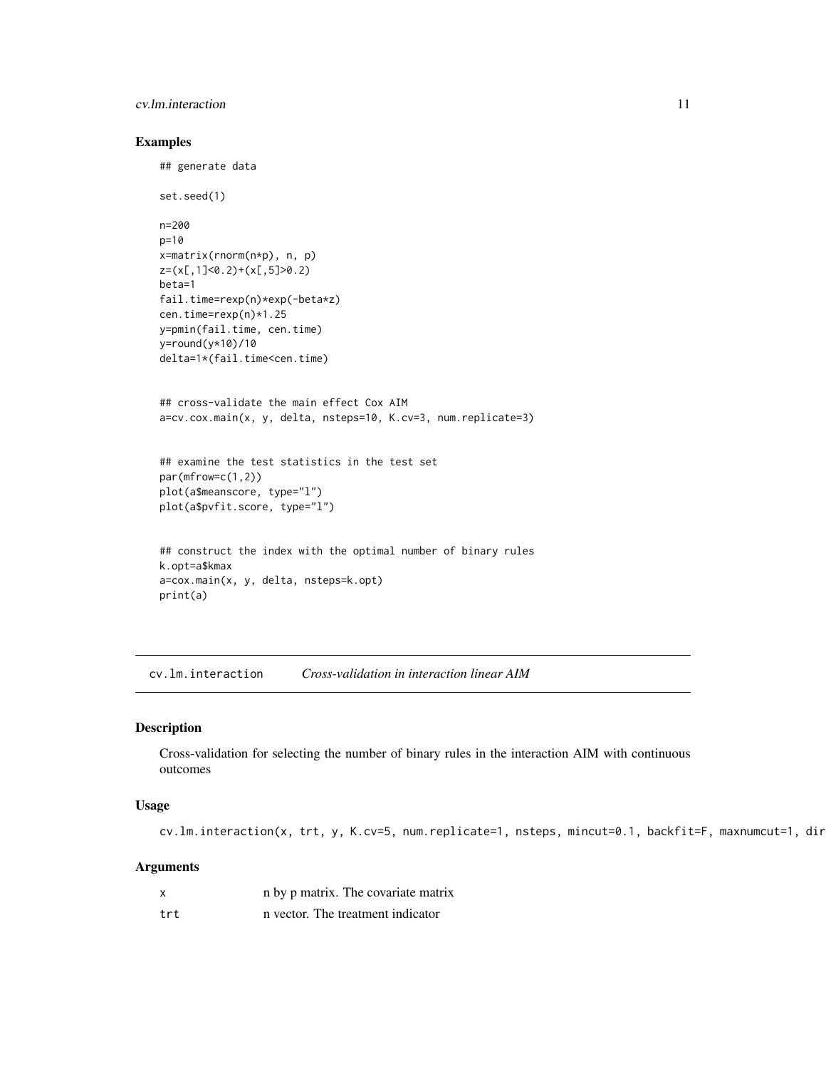## Examples

```
## generate data

set.seed(1)

n=200
p=10
x=matrix(rnorm(n*p), n, p)
z=(x[,1]<0.2)+(x[,5]>0.2)
beta=1
fail.time=rexp(n)*exp(-beta*z)
cen.time=rexp(n)*1.25
y=pmin(fail.time, cen.time)
y=round(y*10)/10
delta=1*(fail.time<cen.time)


## cross-validate the main effect Cox AIM
a=cv.cox.main(x, y, delta, nsteps=10, K.cv=3, num.replicate=3)


## examine the test statistics in the test set
par(mfrow=c(1,2))
plot(a$meanscore, type="l")
plot(a$pvfit.score, type="l")


## construct the index with the optimal number of binary rules
k.opt=a$kmax
a=cox.main(x, y, delta, nsteps=k.opt)
print(a)
```

---

# cv.lm.interaction &emsp; *Cross-validation in interaction linear AIM*

## Description

Cross-validation for selecting the number of binary rules in the interaction AIM with continuous outcomes

## Usage

```
cv.lm.interaction(x, trt, y, K.cv=5, num.replicate=1, nsteps, mincut=0.1, backfit=F, maxnumcut=1, dir
```

## Arguments

| | |
|---|---|
| x | n by p matrix. The covariate matrix |
| trt | n vector. The treatment indicator |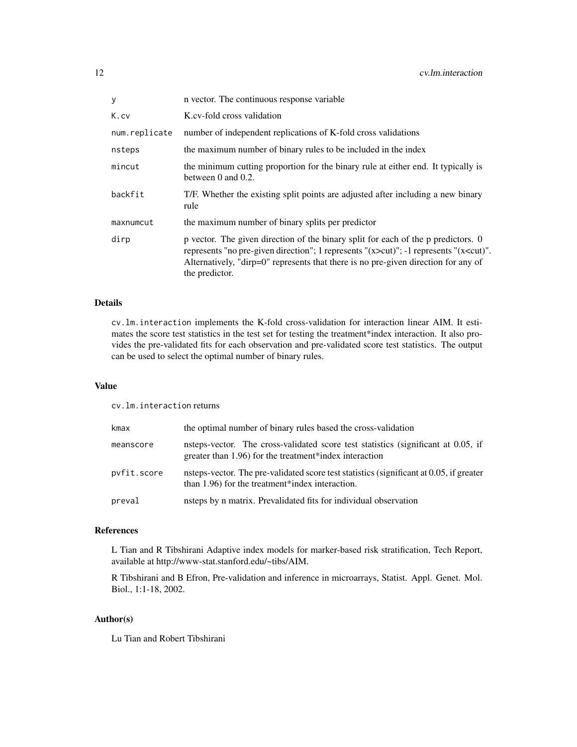| | |
|---|---|
| y | n vector. The continuous response variable |
| K.cv | K.cv-fold cross validation |
| num.replicate | number of independent replications of K-fold cross validations |
| nsteps | the maximum number of binary rules to be included in the index |
| mincut | the minimum cutting proportion for the binary rule at either end. It typically is between 0 and 0.2. |
| backfit | T/F. Whether the existing split points are adjusted after including a new binary rule |
| maxnumcut | the maximum number of binary splits per predictor |
| dirp | p vector. The given direction of the binary split for each of the p predictors. 0 represents "no pre-given direction"; 1 represents "(x>cut)"; -1 represents "(x<cut)". Alternatively, "dirp=0" represents that there is no pre-given direction for any of the predictor. |

## Details

`cv.lm.interaction` implements the K-fold cross-validation for interaction linear AIM. It estimates the score test statistics in the test set for testing the treatment*index interaction. It also provides the pre-validated fits for each observation and pre-validated score test statistics. The output can be used to select the optimal number of binary rules.

## Value

`cv.lm.interaction` returns

| | |
|---|---|
| kmax | the optimal number of binary rules based the cross-validation |
| meanscore | nsteps-vector. The cross-validated score test statistics (significant at 0.05, if greater than 1.96) for the treatment*index interaction |
| pvfit.score | nsteps-vector. The pre-validated score test statistics (significant at 0.05, if greater than 1.96) for the treatment*index interaction. |
| preval | nsteps by n matrix. Prevalidated fits for individual observation |

## References

L Tian and R Tibshirani Adaptive index models for marker-based risk stratification, Tech Report, available at http://www-stat.stanford.edu/~tibs/AIM.

R Tibshirani and B Efron, Pre-validation and inference in microarrays, Statist. Appl. Genet. Mol. Biol., 1:1-18, 2002.

## Author(s)

Lu Tian and Robert Tibshirani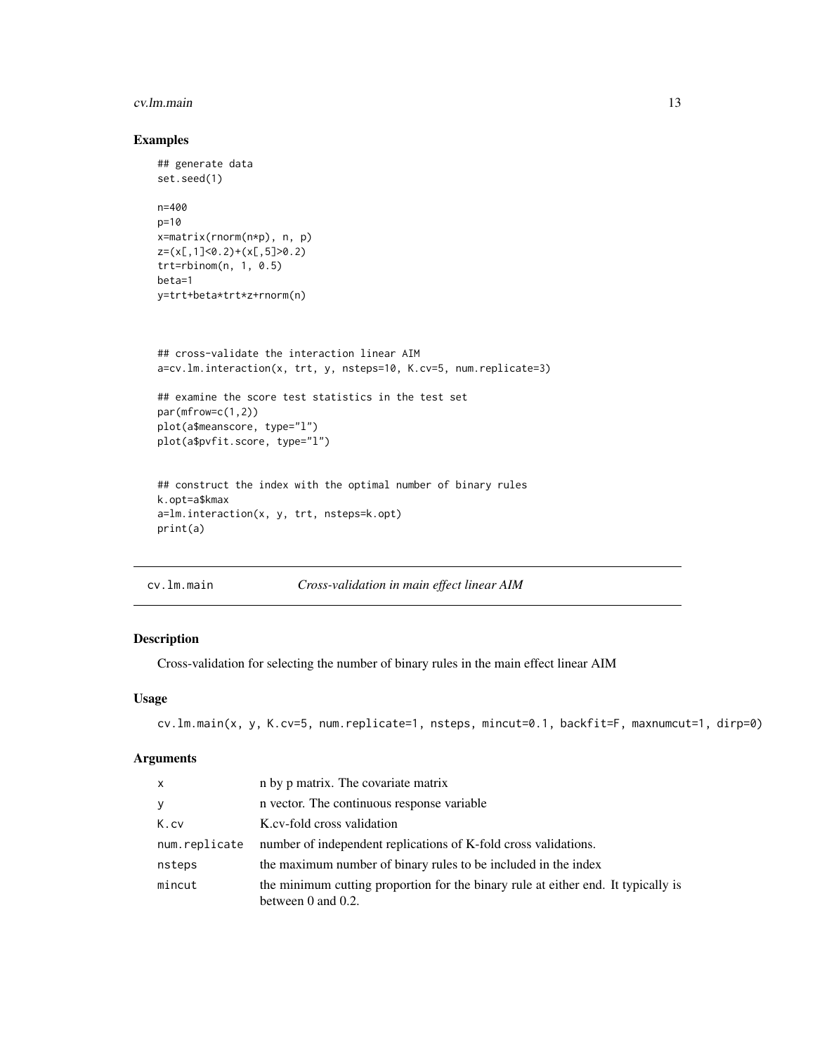## Examples

```
## generate data
set.seed(1)

n=400
p=10
x=matrix(rnorm(n*p), n, p)
z=(x[,1]<0.2)+(x[,5]>0.2)
trt=rbinom(n, 1, 0.5)
beta=1
y=trt+beta*trt*z+rnorm(n)



## cross-validate the interaction linear AIM
a=cv.lm.interaction(x, trt, y, nsteps=10, K.cv=5, num.replicate=3)

## examine the score test statistics in the test set
par(mfrow=c(1,2))
plot(a$meanscore, type="l")
plot(a$pvfit.score, type="l")


## construct the index with the optimal number of binary rules
k.opt=a$kmax
a=lm.interaction(x, y, trt, nsteps=k.opt)
print(a)
```

---

# cv.lm.main — *Cross-validation in main effect linear AIM*

## Description

Cross-validation for selecting the number of binary rules in the main effect linear AIM

## Usage

```
cv.lm.main(x, y, K.cv=5, num.replicate=1, nsteps, mincut=0.1, backfit=F, maxnumcut=1, dirp=0)
```

## Arguments

| | |
|---|---|
| x | n by p matrix. The covariate matrix |
| y | n vector. The continuous response variable |
| K.cv | K.cv-fold cross validation |
| num.replicate | number of independent replications of K-fold cross validations. |
| nsteps | the maximum number of binary rules to be included in the index |
| mincut | the minimum cutting proportion for the binary rule at either end. It typically is between 0 and 0.2. |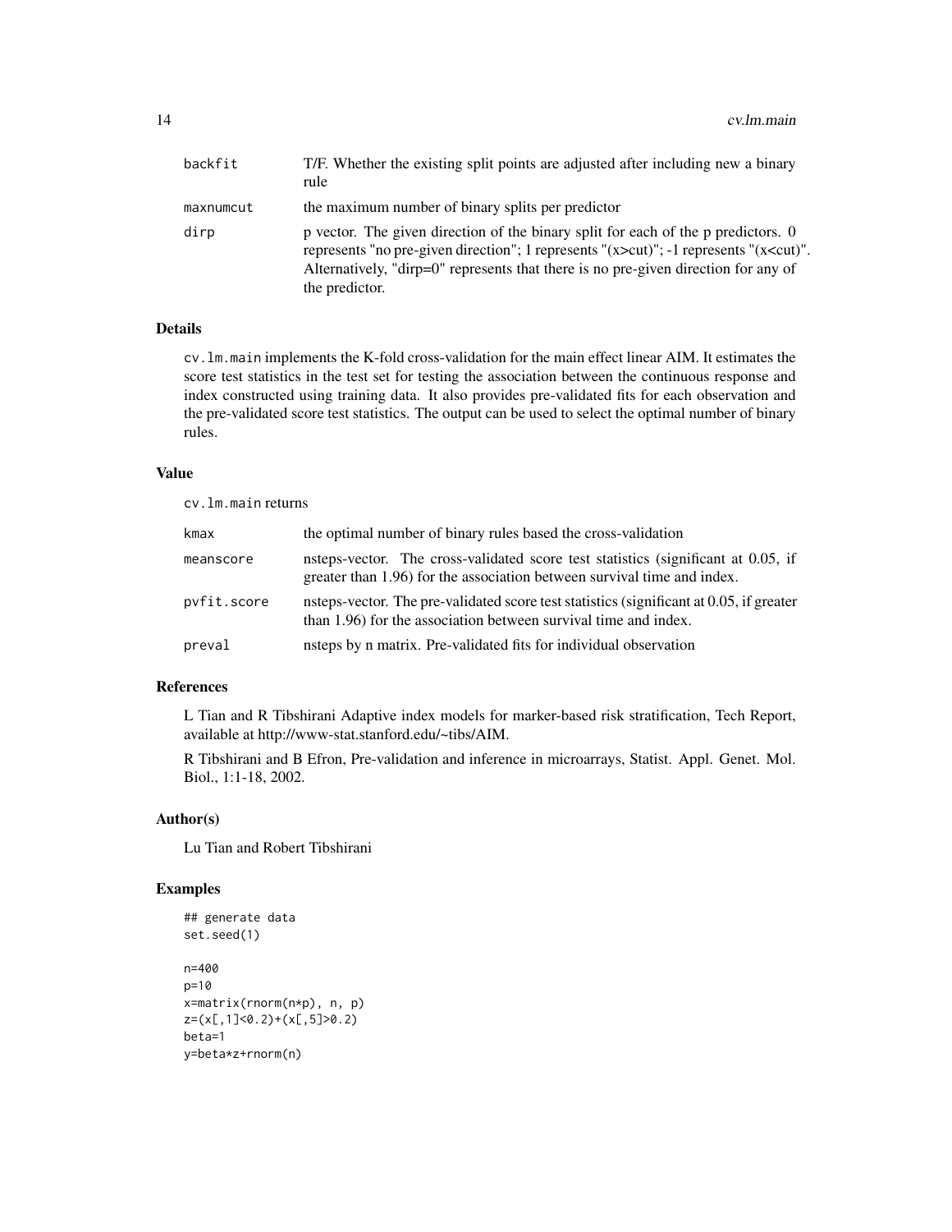| | |
|---|---|
| backfit | T/F. Whether the existing split points are adjusted after including new a binary rule |
| maxnumcut | the maximum number of binary splits per predictor |
| dirp | p vector. The given direction of the binary split for each of the p predictors. 0 represents "no pre-given direction"; 1 represents "(x>cut)"; -1 represents "(x<cut)". Alternatively, "dirp=0" represents that there is no pre-given direction for any of the predictor. |

### Details

cv.lm.main implements the K-fold cross-validation for the main effect linear AIM. It estimates the score test statistics in the test set for testing the association between the continuous response and index constructed using training data. It also provides pre-validated fits for each observation and the pre-validated score test statistics. The output can be used to select the optimal number of binary rules.

### Value

cv.lm.main returns

| | |
|---|---|
| kmax | the optimal number of binary rules based the cross-validation |
| meanscore | nsteps-vector. The cross-validated score test statistics (significant at 0.05, if greater than 1.96) for the association between survival time and index. |
| pvfit.score | nsteps-vector. The pre-validated score test statistics (significant at 0.05, if greater than 1.96) for the association between survival time and index. |
| preval | nsteps by n matrix. Pre-validated fits for individual observation |

### References

L Tian and R Tibshirani Adaptive index models for marker-based risk stratification, Tech Report, available at http://www-stat.stanford.edu/~tibs/AIM.

R Tibshirani and B Efron, Pre-validation and inference in microarrays, Statist. Appl. Genet. Mol. Biol., 1:1-18, 2002.

### Author(s)

Lu Tian and Robert Tibshirani

### Examples

```
## generate data
set.seed(1)

n=400
p=10
x=matrix(rnorm(n*p), n, p)
z=(x[,1]<0.2)+(x[,5]>0.2)
beta=1
y=beta*z+rnorm(n)
```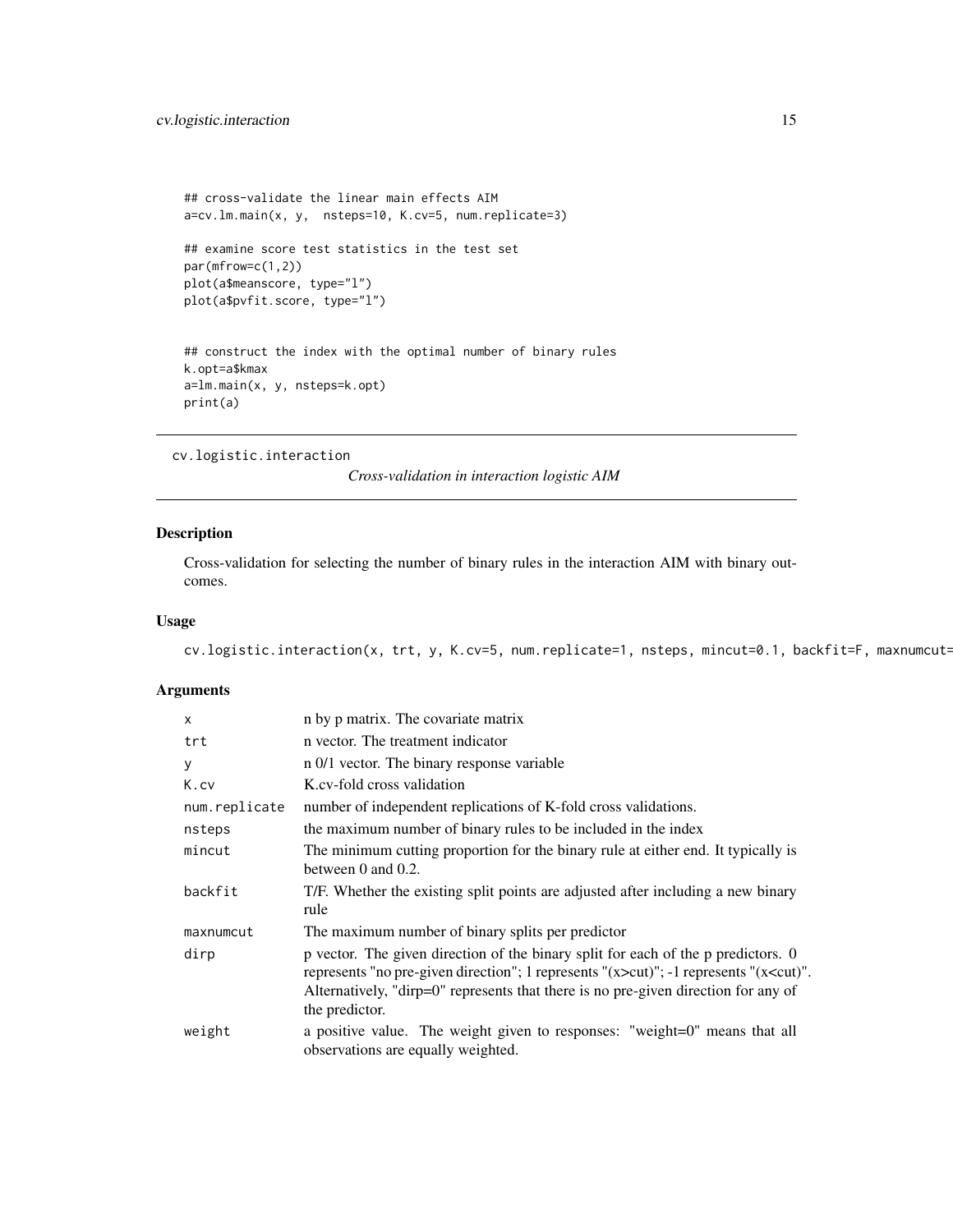```
## cross-validate the linear main effects AIM
a=cv.lm.main(x, y,  nsteps=10, K.cv=5, num.replicate=3)

## examine score test statistics in the test set
par(mfrow=c(1,2))
plot(a$meanscore, type="l")
plot(a$pvfit.score, type="l")


## construct the index with the optimal number of binary rules
k.opt=a$kmax
a=lm.main(x, y, nsteps=k.opt)
print(a)
```

## cv.logistic.interaction

*Cross-validation in interaction logistic AIM*

### Description

Cross-validation for selecting the number of binary rules in the interaction AIM with binary outcomes.

### Usage

```
cv.logistic.interaction(x, trt, y, K.cv=5, num.replicate=1, nsteps, mincut=0.1, backfit=F, maxnumcut=
```

### Arguments

| | |
|---|---|
| x | n by p matrix. The covariate matrix |
| trt | n vector. The treatment indicator |
| y | n 0/1 vector. The binary response variable |
| K.cv | K.cv-fold cross validation |
| num.replicate | number of independent replications of K-fold cross validations. |
| nsteps | the maximum number of binary rules to be included in the index |
| mincut | The minimum cutting proportion for the binary rule at either end. It typically is between 0 and 0.2. |
| backfit | T/F. Whether the existing split points are adjusted after including a new binary rule |
| maxnumcut | The maximum number of binary splits per predictor |
| dirp | p vector. The given direction of the binary split for each of the p predictors. 0 represents "no pre-given direction"; 1 represents "(x>cut)"; -1 represents "(x<cut)". Alternatively, "dirp=0" represents that there is no pre-given direction for any of the predictor. |
| weight | a positive value. The weight given to responses: "weight=0" means that all observations are equally weighted. |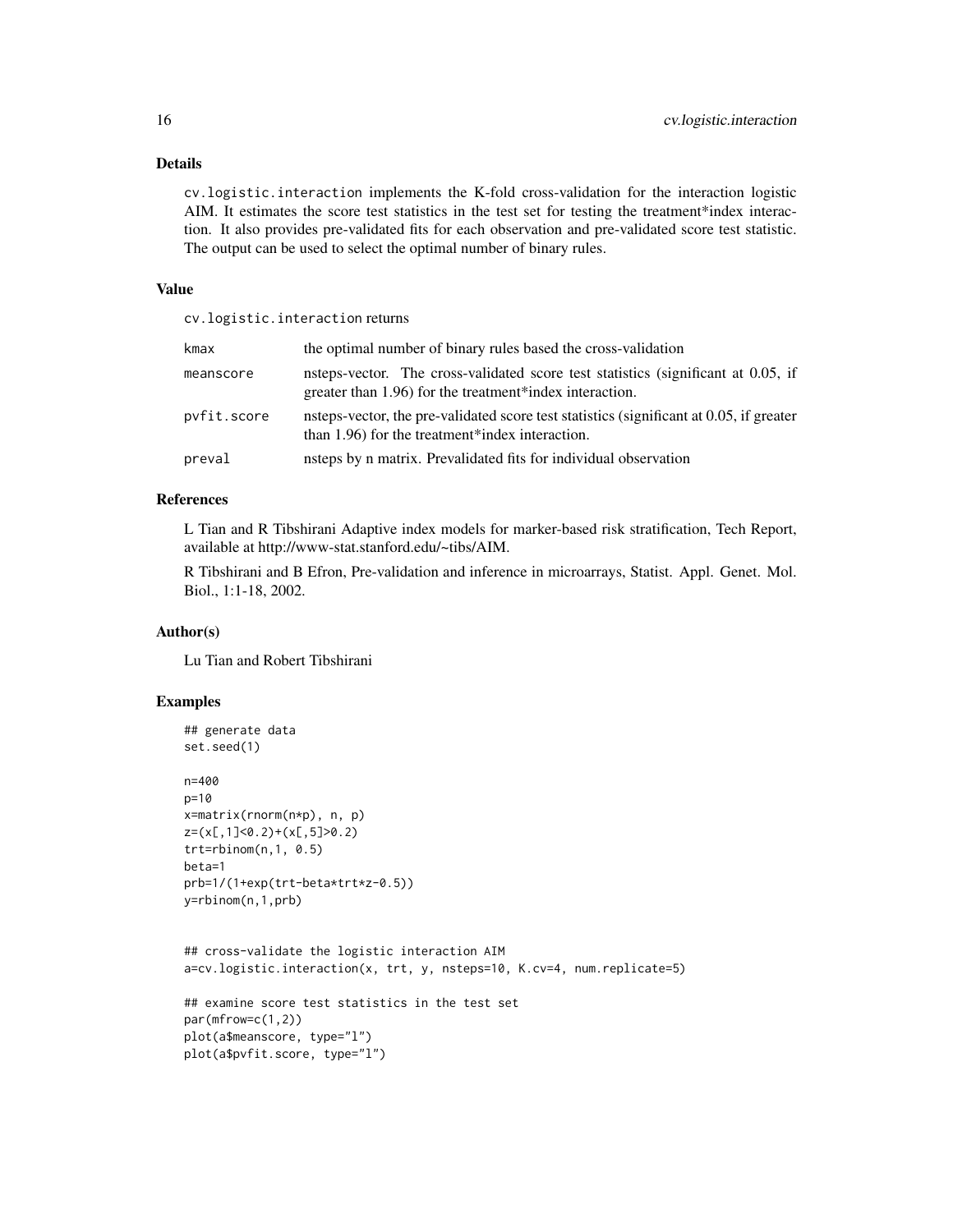## Details

`cv.logistic.interaction` implements the K-fold cross-validation for the interaction logistic AIM. It estimates the score test statistics in the test set for testing the treatment*index interaction. It also provides pre-validated fits for each observation and pre-validated score test statistic. The output can be used to select the optimal number of binary rules.

## Value

`cv.logistic.interaction` returns

| | |
|---|---|
| `kmax` | the optimal number of binary rules based the cross-validation |
| `meanscore` | nsteps-vector. The cross-validated score test statistics (significant at 0.05, if greater than 1.96) for the treatment*index interaction. |
| `pvfit.score` | nsteps-vector, the pre-validated score test statistics (significant at 0.05, if greater than 1.96) for the treatment*index interaction. |
| `preval` | nsteps by n matrix. Prevalidated fits for individual observation |

## References

L Tian and R Tibshirani Adaptive index models for marker-based risk stratification, Tech Report, available at http://www-stat.stanford.edu/~tibs/AIM.

R Tibshirani and B Efron, Pre-validation and inference in microarrays, Statist. Appl. Genet. Mol. Biol., 1:1-18, 2002.

## Author(s)

Lu Tian and Robert Tibshirani

## Examples

```
## generate data
set.seed(1)

n=400
p=10
x=matrix(rnorm(n*p), n, p)
z=(x[,1]<0.2)+(x[,5]>0.2)
trt=rbinom(n,1, 0.5)
beta=1
prb=1/(1+exp(trt-beta*trt*z-0.5))
y=rbinom(n,1,prb)


## cross-validate the logistic interaction AIM
a=cv.logistic.interaction(x, trt, y, nsteps=10, K.cv=4, num.replicate=5)

## examine score test statistics in the test set
par(mfrow=c(1,2))
plot(a$meanscore, type="l")
plot(a$pvfit.score, type="l")
```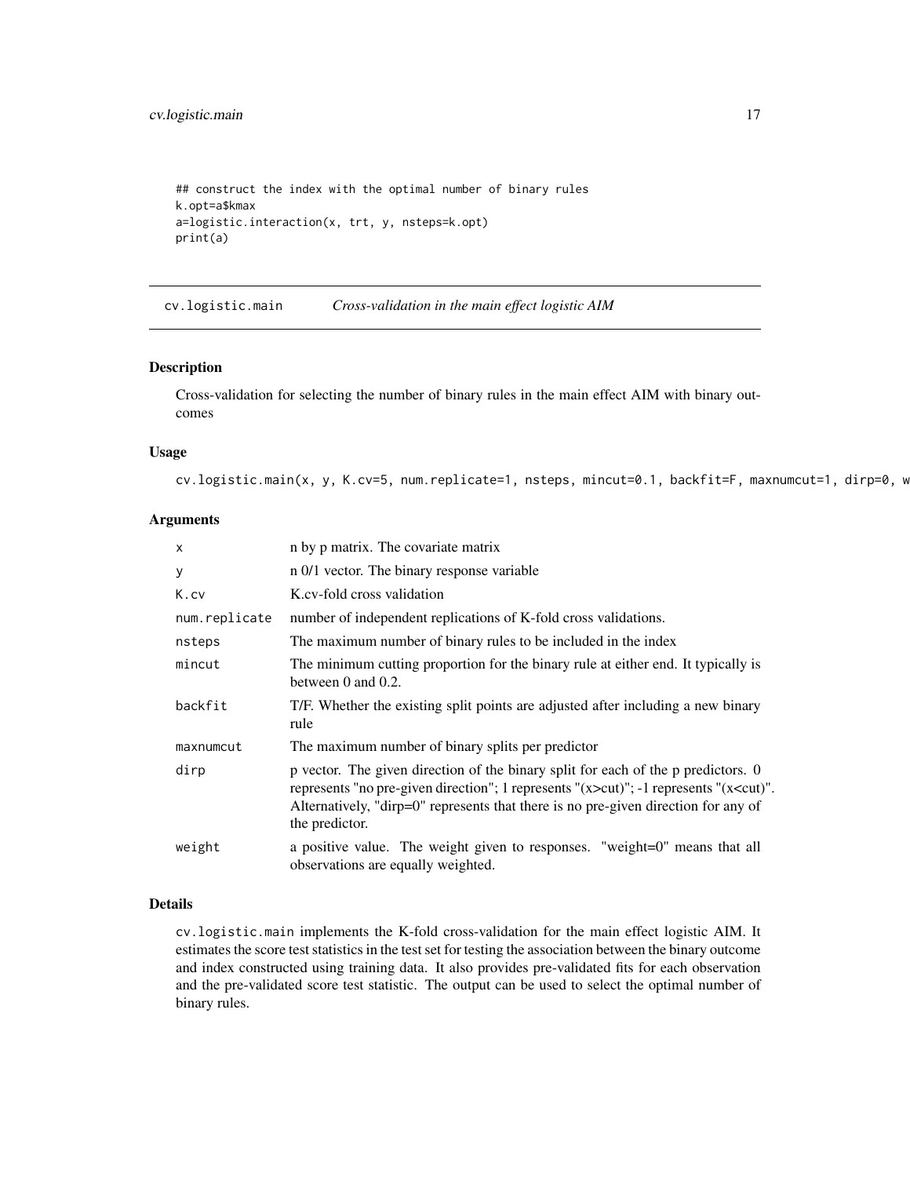```
## construct the index with the optimal number of binary rules
k.opt=a$kmax
a=logistic.interaction(x, trt, y, nsteps=k.opt)
print(a)
```

## cv.logistic.main — *Cross-validation in the main effect logistic AIM*

### Description

Cross-validation for selecting the number of binary rules in the main effect AIM with binary outcomes

### Usage

```
cv.logistic.main(x, y, K.cv=5, num.replicate=1, nsteps, mincut=0.1, backfit=F, maxnumcut=1, dirp=0, w
```

### Arguments

| | |
|---|---|
| x | n by p matrix. The covariate matrix |
| y | n 0/1 vector. The binary response variable |
| K.cv | K.cv-fold cross validation |
| num.replicate | number of independent replications of K-fold cross validations. |
| nsteps | The maximum number of binary rules to be included in the index |
| mincut | The minimum cutting proportion for the binary rule at either end. It typically is between 0 and 0.2. |
| backfit | T/F. Whether the existing split points are adjusted after including a new binary rule |
| maxnumcut | The maximum number of binary splits per predictor |
| dirp | p vector. The given direction of the binary split for each of the p predictors. 0 represents "no pre-given direction"; 1 represents "(x>cut)"; -1 represents "(x<cut)". Alternatively, "dirp=0" represents that there is no pre-given direction for any of the predictor. |
| weight | a positive value. The weight given to responses. "weight=0" means that all observations are equally weighted. |

### Details

cv.logistic.main implements the K-fold cross-validation for the main effect logistic AIM. It estimates the score test statistics in the test set for testing the association between the binary outcome and index constructed using training data. It also provides pre-validated fits for each observation and the pre-validated score test statistic. The output can be used to select the optimal number of binary rules.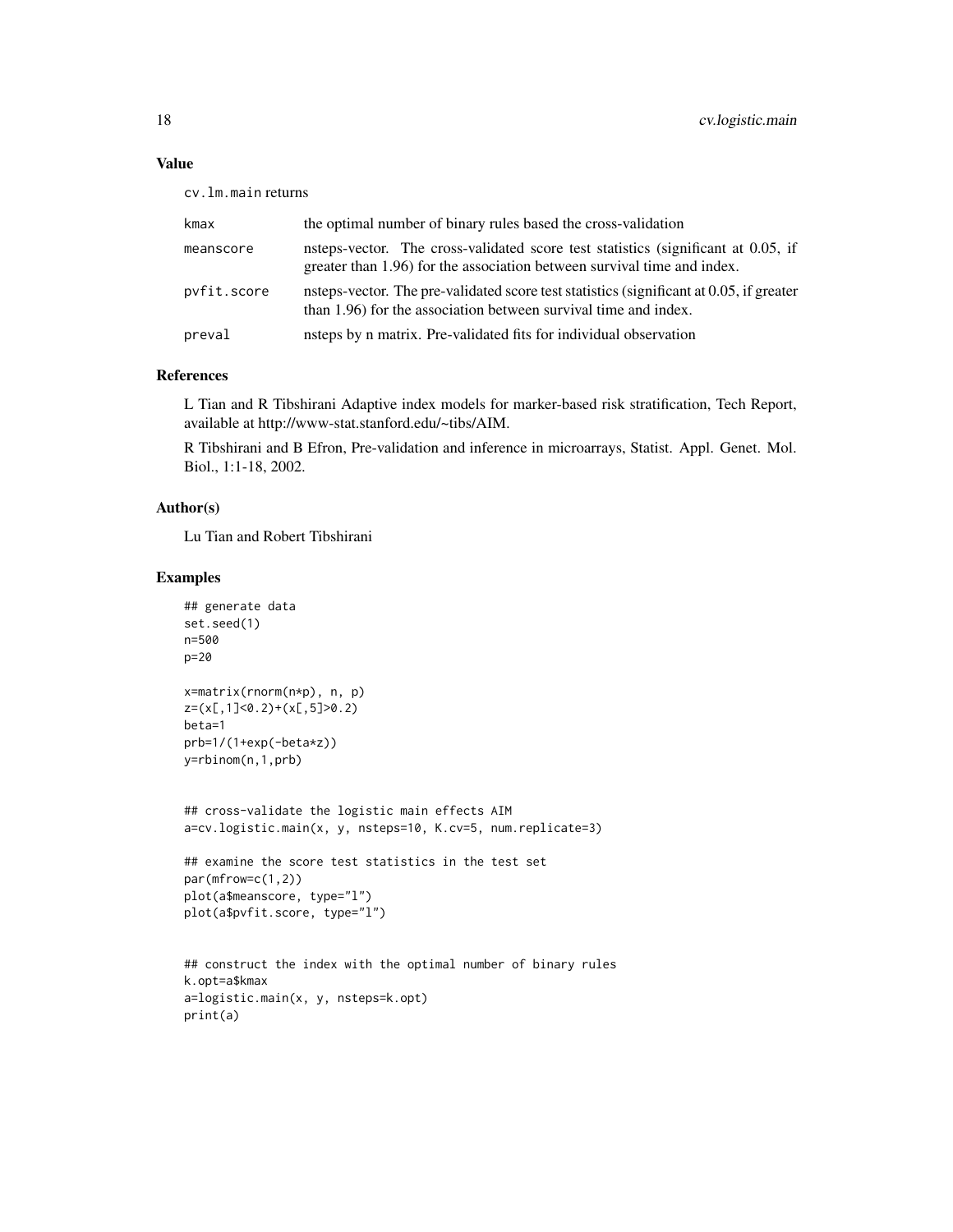## Value

cv.lm.main returns

| | |
|---|---|
| kmax | the optimal number of binary rules based the cross-validation |
| meanscore | nsteps-vector. The cross-validated score test statistics (significant at 0.05, if greater than 1.96) for the association between survival time and index. |
| pvfit.score | nsteps-vector. The pre-validated score test statistics (significant at 0.05, if greater than 1.96) for the association between survival time and index. |
| preval | nsteps by n matrix. Pre-validated fits for individual observation |

## References

L Tian and R Tibshirani Adaptive index models for marker-based risk stratification, Tech Report, available at http://www-stat.stanford.edu/~tibs/AIM.

R Tibshirani and B Efron, Pre-validation and inference in microarrays, Statist. Appl. Genet. Mol. Biol., 1:1-18, 2002.

## Author(s)

Lu Tian and Robert Tibshirani

## Examples

```
## generate data
set.seed(1)
n=500
p=20

x=matrix(rnorm(n*p), n, p)
z=(x[,1]<0.2)+(x[,5]>0.2)
beta=1
prb=1/(1+exp(-beta*z))
y=rbinom(n,1,prb)


## cross-validate the logistic main effects AIM
a=cv.logistic.main(x, y, nsteps=10, K.cv=5, num.replicate=3)

## examine the score test statistics in the test set
par(mfrow=c(1,2))
plot(a$meanscore, type="l")
plot(a$pvfit.score, type="l")


## construct the index with the optimal number of binary rules
k.opt=a$kmax
a=logistic.main(x, y, nsteps=k.opt)
print(a)
```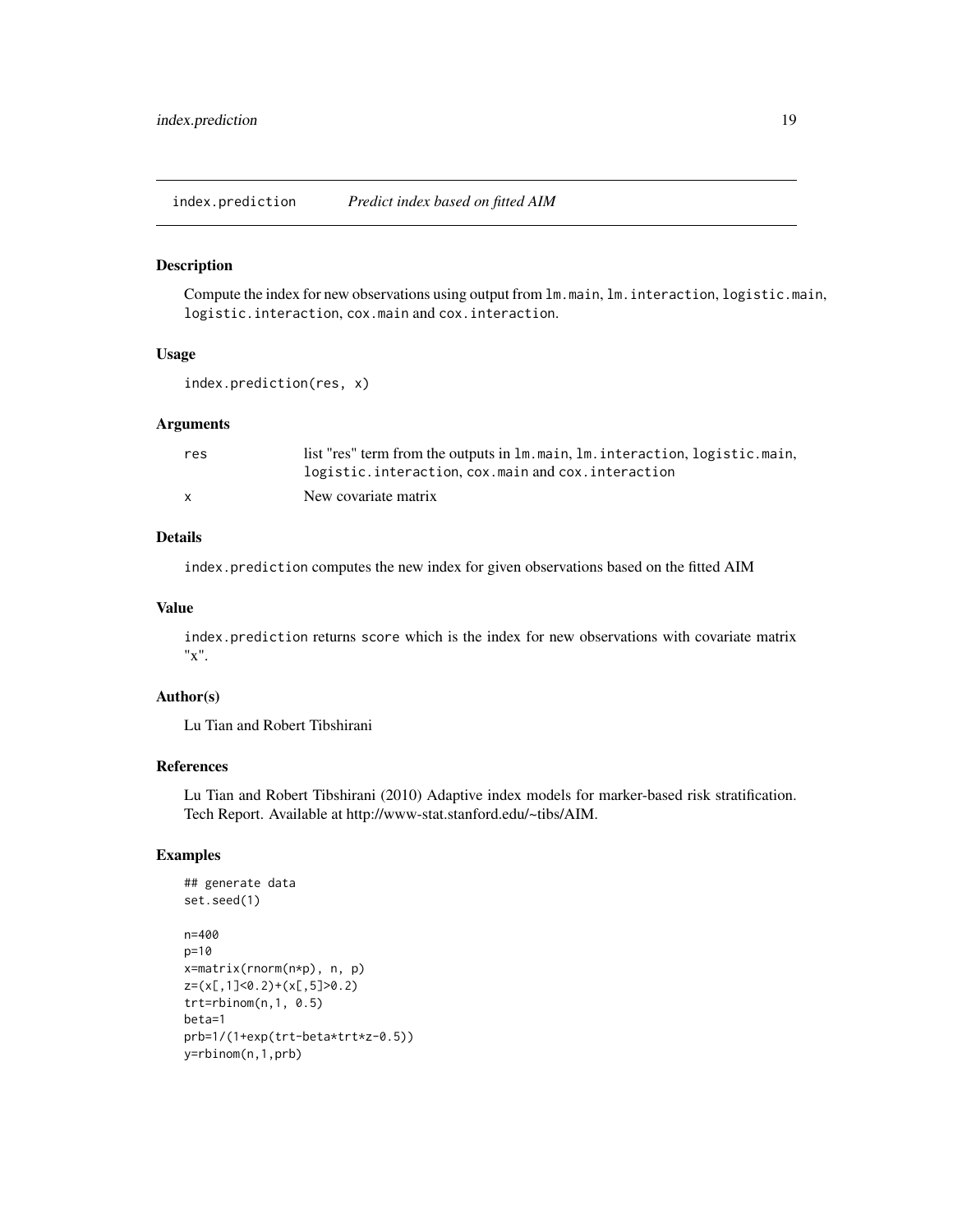## index.prediction *Predict index based on fitted AIM*

### Description

Compute the index for new observations using output from `lm.main`, `lm.interaction`, `logistic.main`, `logistic.interaction`, `cox.main` and `cox.interaction`.

### Usage

```
index.prediction(res, x)
```

### Arguments

| | |
|---|---|
| `res` | list "res" term from the outputs in `lm.main`, `lm.interaction`, `logistic.main`, `logistic.interaction`, `cox.main` and `cox.interaction` |
| `x` | New covariate matrix |

### Details

`index.prediction` computes the new index for given observations based on the fitted AIM

### Value

`index.prediction` returns score which is the index for new observations with covariate matrix "x".

### Author(s)

Lu Tian and Robert Tibshirani

### References

Lu Tian and Robert Tibshirani (2010) Adaptive index models for marker-based risk stratification. Tech Report. Available at http://www-stat.stanford.edu/~tibs/AIM.

### Examples

```
## generate data
set.seed(1)

n=400
p=10
x=matrix(rnorm(n*p), n, p)
z=(x[,1]<0.2)+(x[,5]>0.2)
trt=rbinom(n,1, 0.5)
beta=1
prb=1/(1+exp(trt-beta*trt*z-0.5))
y=rbinom(n,1,prb)
```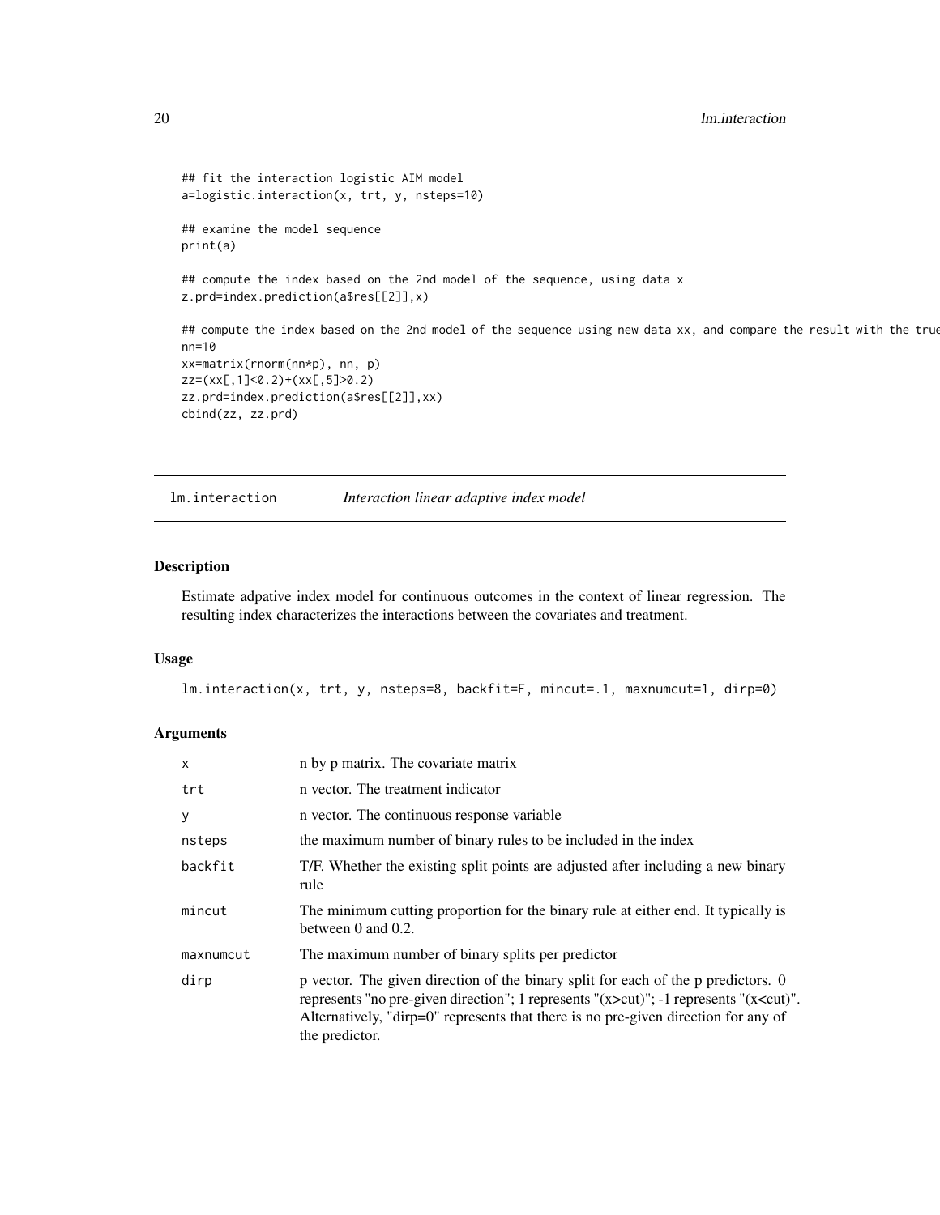```
## fit the interaction logistic AIM model
a=logistic.interaction(x, trt, y, nsteps=10)

## examine the model sequence
print(a)

## compute the index based on the 2nd model of the sequence, using data x
z.prd=index.prediction(a$res[[2]],x)

## compute the index based on the 2nd model of the sequence using new data xx, and compare the result with the true
nn=10
xx=matrix(rnorm(nn*p), nn, p)
zz=(xx[,1]<0.2)+(xx[,5]>0.2)
zz.prd=index.prediction(a$res[[2]],xx)
cbind(zz, zz.prd)
```

---

## lm.interaction *Interaction linear adaptive index model*

---

### Description

Estimate adpative index model for continuous outcomes in the context of linear regression. The resulting index characterizes the interactions between the covariates and treatment.

### Usage

```
lm.interaction(x, trt, y, nsteps=8, backfit=F, mincut=.1, maxnumcut=1, dirp=0)
```

### Arguments

| | |
|---|---|
| x | n by p matrix. The covariate matrix |
| trt | n vector. The treatment indicator |
| y | n vector. The continuous response variable |
| nsteps | the maximum number of binary rules to be included in the index |
| backfit | T/F. Whether the existing split points are adjusted after including a new binary rule |
| mincut | The minimum cutting proportion for the binary rule at either end. It typically is between 0 and 0.2. |
| maxnumcut | The maximum number of binary splits per predictor |
| dirp | p vector. The given direction of the binary split for each of the p predictors. 0 represents "no pre-given direction"; 1 represents "(x>cut)"; -1 represents "(x<cut)". Alternatively, "dirp=0" represents that there is no pre-given direction for any of the predictor. |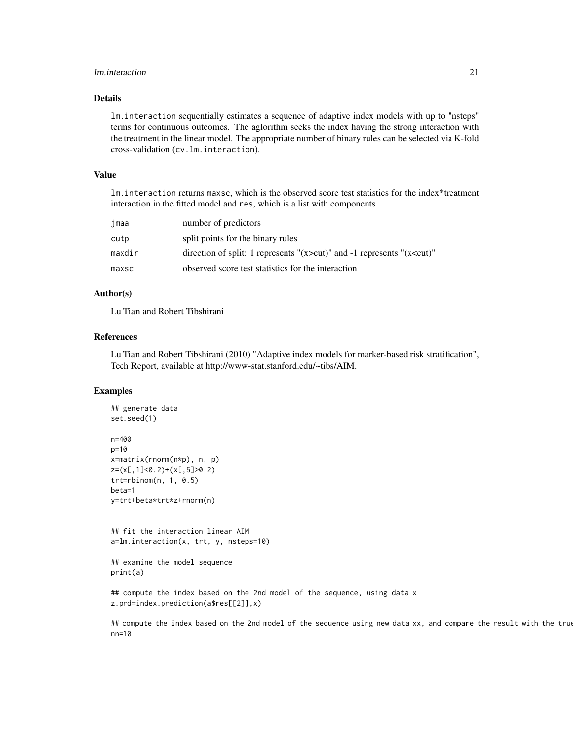## Details

`lm.interaction` sequentially estimates a sequence of adaptive index models with up to "nsteps" terms for continuous outcomes. The aglorithm seeks the index having the strong interaction with the treatment in the linear model. The appropriate number of binary rules can be selected via K-fold cross-validation (`cv.lm.interaction`).

## Value

`lm.interaction` returns `maxsc`, which is the observed score test statistics for the index*treatment interaction in the fitted model and `res`, which is a list with components

| | |
|---|---|
| `jmaa` | number of predictors |
| `cutp` | split points for the binary rules |
| `maxdir` | direction of split: 1 represents "(x>cut)" and -1 represents "(x<cut)" |
| `maxsc` | observed score test statistics for the interaction |

## Author(s)

Lu Tian and Robert Tibshirani

## References

Lu Tian and Robert Tibshirani (2010) "Adaptive index models for marker-based risk stratification", Tech Report, available at http://www-stat.stanford.edu/~tibs/AIM.

## Examples

```
## generate data
set.seed(1)

n=400
p=10
x=matrix(rnorm(n*p), n, p)
z=(x[,1]<0.2)+(x[,5]>0.2)
trt=rbinom(n, 1, 0.5)
beta=1
y=trt+beta*trt*z+rnorm(n)


## fit the interaction linear AIM
a=lm.interaction(x, trt, y, nsteps=10)

## examine the model sequence
print(a)

## compute the index based on the 2nd model of the sequence, using data x
z.prd=index.prediction(a$res[[2]],x)

## compute the index based on the 2nd model of the sequence using new data xx, and compare the result with the true
nn=10
```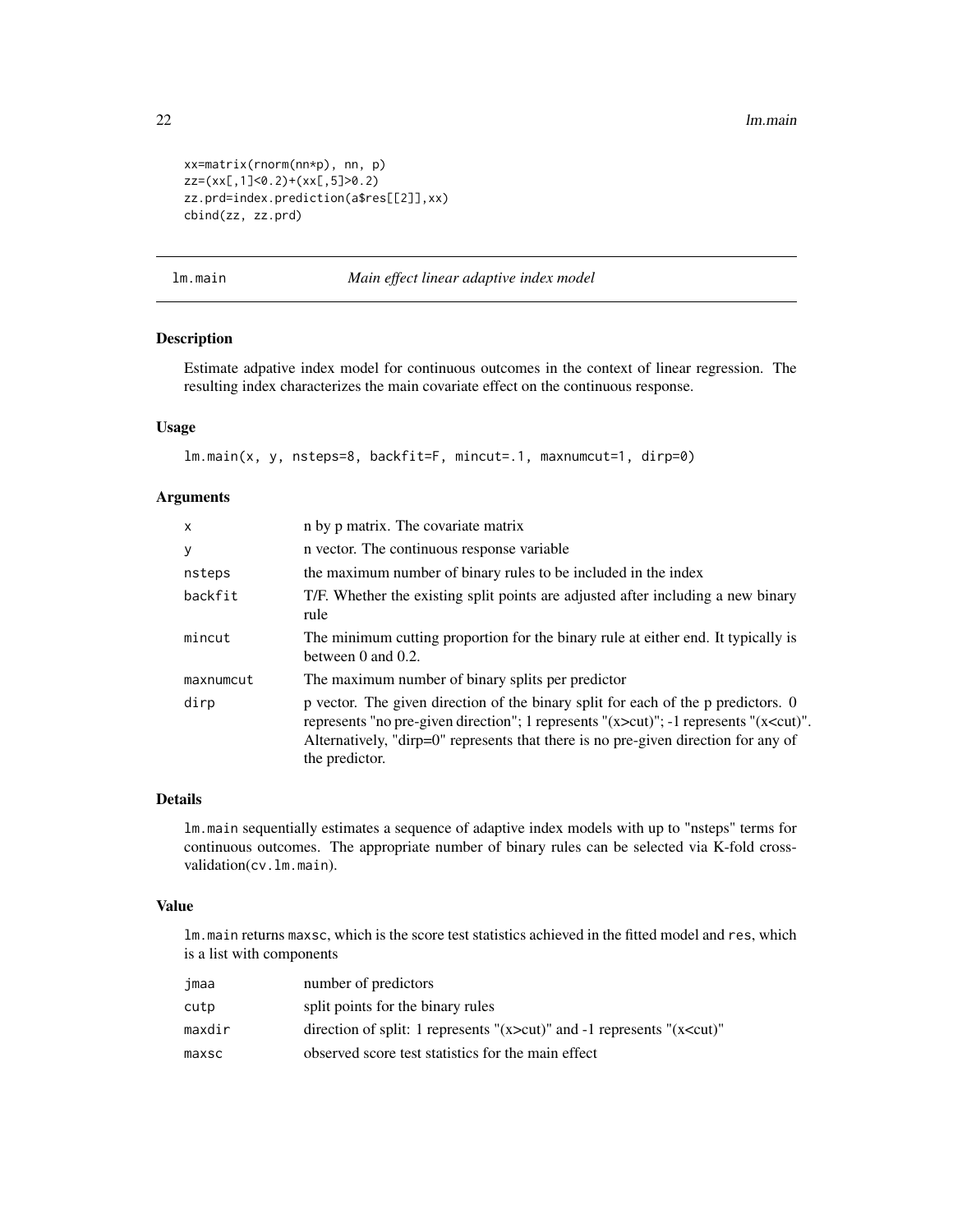```
xx=matrix(rnorm(nn*p), nn, p)
zz=(xx[,1]<0.2)+(xx[,5]>0.2)
zz.prd=index.prediction(a$res[[2]],xx)
cbind(zz, zz.prd)
```

---

## lm.main — *Main effect linear adaptive index model*

### Description

Estimate adpative index model for continuous outcomes in the context of linear regression. The resulting index characterizes the main covariate effect on the continuous response.

### Usage

```
lm.main(x, y, nsteps=8, backfit=F, mincut=.1, maxnumcut=1, dirp=0)
```

### Arguments

| | |
|---|---|
| x | n by p matrix. The covariate matrix |
| y | n vector. The continuous response variable |
| nsteps | the maximum number of binary rules to be included in the index |
| backfit | T/F. Whether the existing split points are adjusted after including a new binary rule |
| mincut | The minimum cutting proportion for the binary rule at either end. It typically is between 0 and 0.2. |
| maxnumcut | The maximum number of binary splits per predictor |
| dirp | p vector. The given direction of the binary split for each of the p predictors. 0 represents "no pre-given direction"; 1 represents "(x>cut)"; -1 represents "(x<cut)". Alternatively, "dirp=0" represents that there is no pre-given direction for any of the predictor. |

### Details

`lm.main` sequentially estimates a sequence of adaptive index models with up to "nsteps" terms for continuous outcomes. The appropriate number of binary rules can be selected via K-fold cross-validation(`cv.lm.main`).

### Value

`lm.main` returns `maxsc`, which is the score test statistics achieved in the fitted model and `res`, which is a list with components

| | |
|---|---|
| jmaa | number of predictors |
| cutp | split points for the binary rules |
| maxdir | direction of split: 1 represents "(x>cut)" and -1 represents "(x<cut)" |
| maxsc | observed score test statistics for the main effect |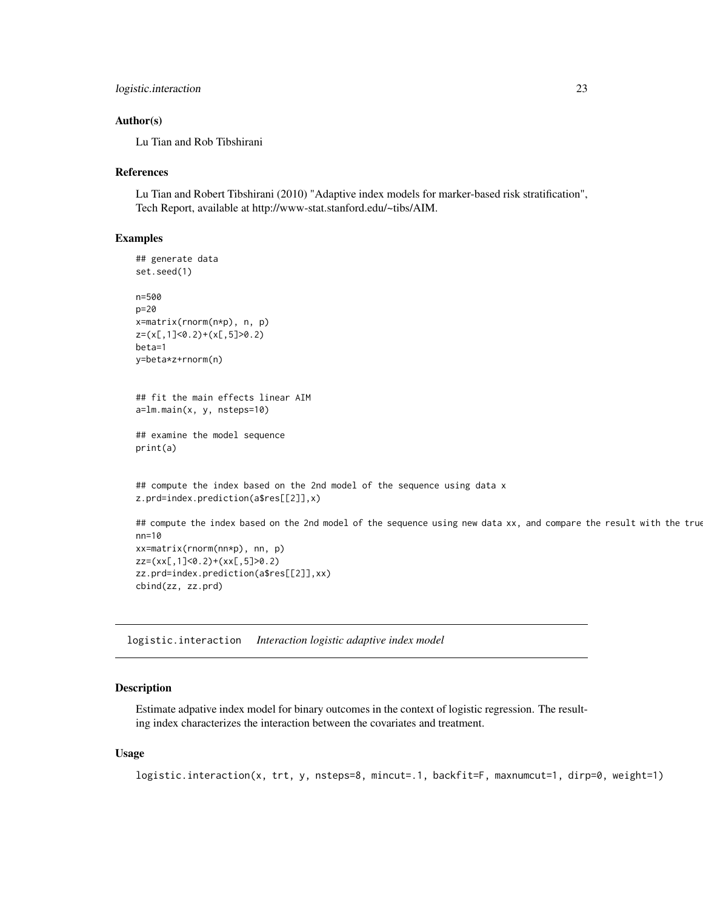### Author(s)

Lu Tian and Rob Tibshirani

### References

Lu Tian and Robert Tibshirani (2010) "Adaptive index models for marker-based risk stratification", Tech Report, available at http://www-stat.stanford.edu/~tibs/AIM.

### Examples

```
## generate data
set.seed(1)

n=500
p=20
x=matrix(rnorm(n*p), n, p)
z=(x[,1]<0.2)+(x[,5]>0.2)
beta=1
y=beta*z+rnorm(n)


## fit the main effects linear AIM
a=lm.main(x, y, nsteps=10)

## examine the model sequence
print(a)


## compute the index based on the 2nd model of the sequence using data x
z.prd=index.prediction(a$res[[2]],x)

## compute the index based on the 2nd model of the sequence using new data xx, and compare the result with the true
nn=10
xx=matrix(rnorm(nn*p), nn, p)
zz=(xx[,1]<0.2)+(xx[,5]>0.2)
zz.prd=index.prediction(a$res[[2]],xx)
cbind(zz, zz.prd)
```

---

## logistic.interaction    *Interaction logistic adaptive index model*

---

### Description

Estimate adpative index model for binary outcomes in the context of logistic regression. The resulting index characterizes the interaction between the covariates and treatment.

### Usage

```
logistic.interaction(x, trt, y, nsteps=8, mincut=.1, backfit=F, maxnumcut=1, dirp=0, weight=1)
```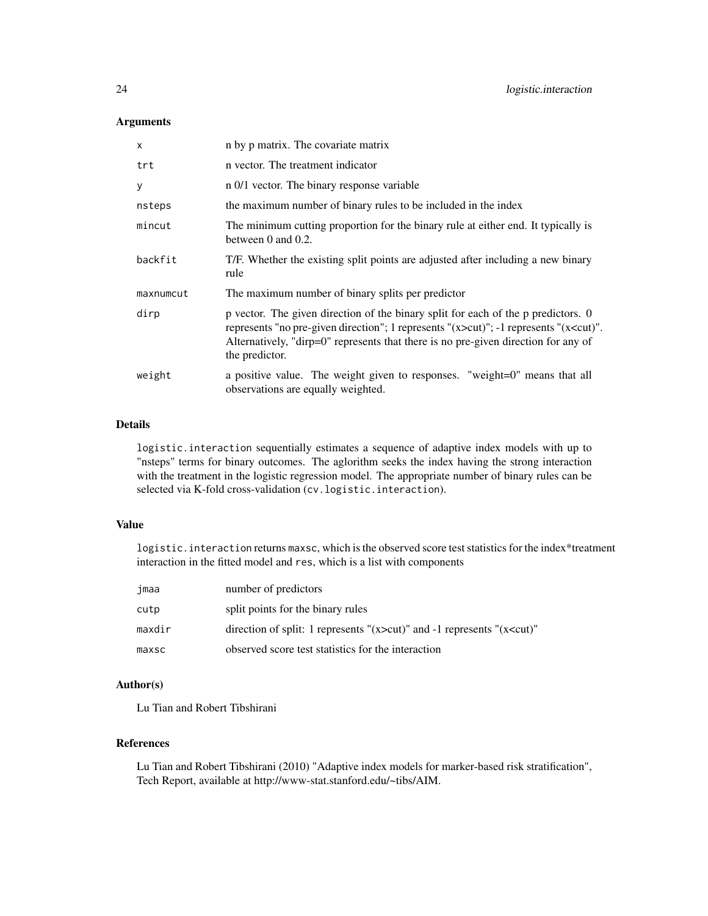## Arguments

| | |
|---|---|
| `x` | n by p matrix. The covariate matrix |
| `trt` | n vector. The treatment indicator |
| `y` | n 0/1 vector. The binary response variable |
| `nsteps` | the maximum number of binary rules to be included in the index |
| `mincut` | The minimum cutting proportion for the binary rule at either end. It typically is between 0 and 0.2. |
| `backfit` | T/F. Whether the existing split points are adjusted after including a new binary rule |
| `maxnumcut` | The maximum number of binary splits per predictor |
| `dirp` | p vector. The given direction of the binary split for each of the p predictors. 0 represents "no pre-given direction"; 1 represents "(x>cut)"; -1 represents "(x<cut)". Alternatively, "dirp=0" represents that there is no pre-given direction for any of the predictor. |
| `weight` | a positive value. The weight given to responses. "weight=0" means that all observations are equally weighted. |

## Details

`logistic.interaction` sequentially estimates a sequence of adaptive index models with up to "nsteps" terms for binary outcomes. The aglorithm seeks the index having the strong interaction with the treatment in the logistic regression model. The appropriate number of binary rules can be selected via K-fold cross-validation (`cv.logistic.interaction`).

## Value

`logistic.interaction` returns `maxsc`, which is the observed score test statistics for the index*treatment interaction in the fitted model and `res`, which is a list with components

| | |
|---|---|
| `jmaa` | number of predictors |
| `cutp` | split points for the binary rules |
| `maxdir` | direction of split: 1 represents "(x>cut)" and -1 represents "(x<cut)" |
| `maxsc` | observed score test statistics for the interaction |

## Author(s)

Lu Tian and Robert Tibshirani

## References

Lu Tian and Robert Tibshirani (2010) "Adaptive index models for marker-based risk stratification", Tech Report, available at http://www-stat.stanford.edu/~tibs/AIM.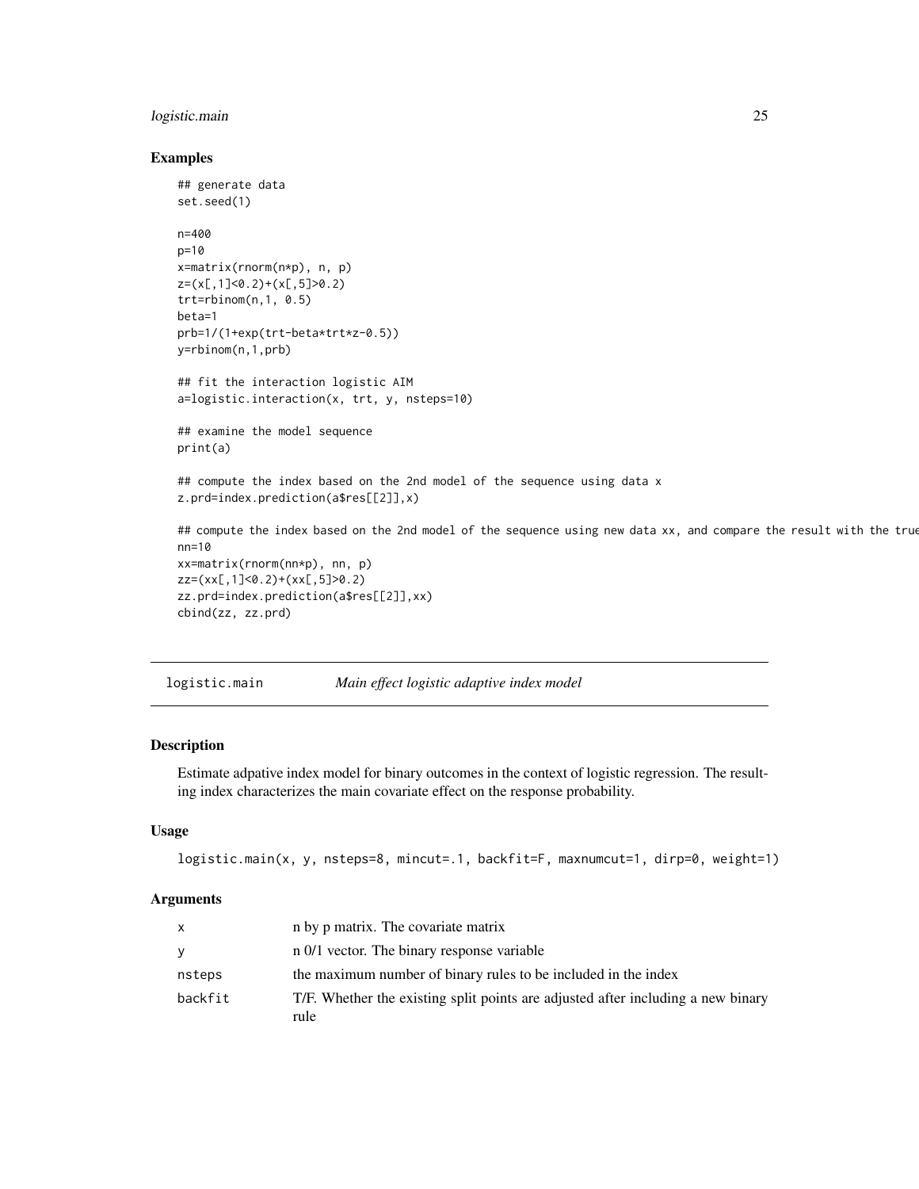## Examples

```
## generate data
set.seed(1)

n=400
p=10
x=matrix(rnorm(n*p), n, p)
z=(x[,1]<0.2)+(x[,5]>0.2)
trt=rbinom(n,1, 0.5)
beta=1
prb=1/(1+exp(trt-beta*trt*z-0.5))
y=rbinom(n,1,prb)

## fit the interaction logistic AIM
a=logistic.interaction(x, trt, y, nsteps=10)

## examine the model sequence
print(a)

## compute the index based on the 2nd model of the sequence using data x
z.prd=index.prediction(a$res[[2]],x)

## compute the index based on the 2nd model of the sequence using new data xx, and compare the result with the true
nn=10
xx=matrix(rnorm(nn*p), nn, p)
zz=(xx[,1]<0.2)+(xx[,5]>0.2)
zz.prd=index.prediction(a$res[[2]],xx)
cbind(zz, zz.prd)
```

---

# logistic.main *Main effect logistic adaptive index model*

---

## Description

Estimate adpative index model for binary outcomes in the context of logistic regression. The resulting index characterizes the main covariate effect on the response probability.

## Usage

```
logistic.main(x, y, nsteps=8, mincut=.1, backfit=F, maxnumcut=1, dirp=0, weight=1)
```

## Arguments

| | |
|---|---|
| x | n by p matrix. The covariate matrix |
| y | n 0/1 vector. The binary response variable |
| nsteps | the maximum number of binary rules to be included in the index |
| backfit | T/F. Whether the existing split points are adjusted after including a new binary rule |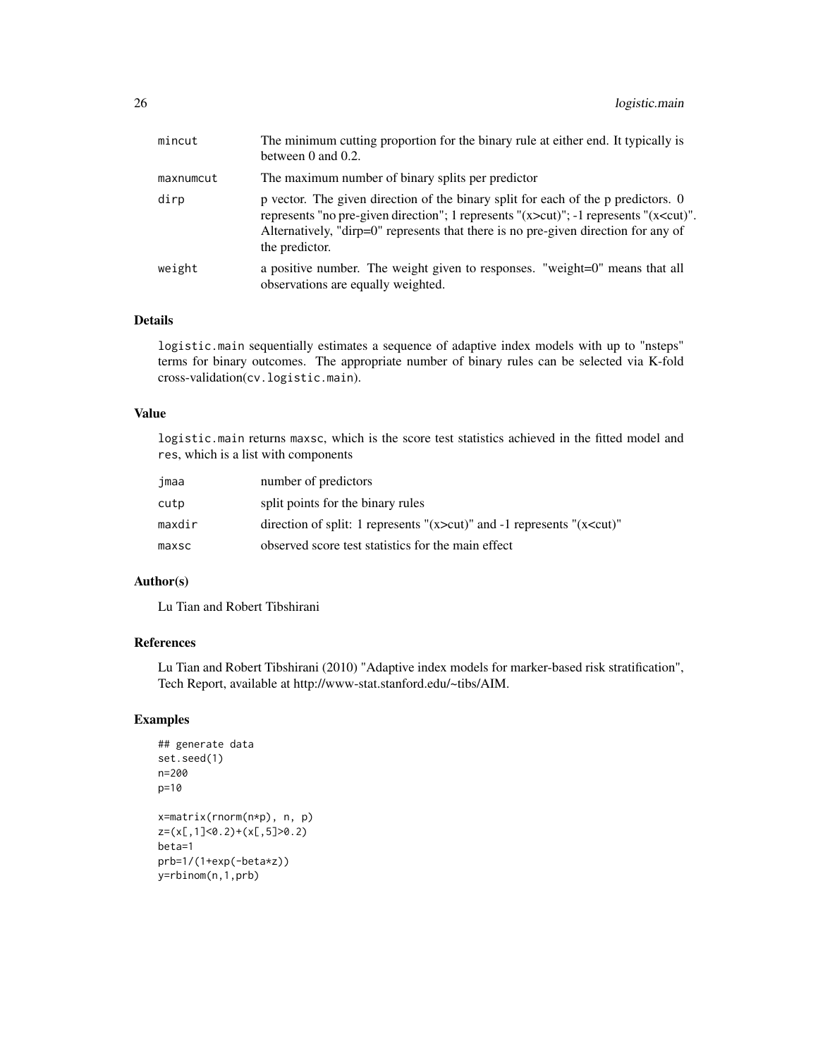| | |
|---|---|
| mincut | The minimum cutting proportion for the binary rule at either end. It typically is between 0 and 0.2. |
| maxnumcut | The maximum number of binary splits per predictor |
| dirp | p vector. The given direction of the binary split for each of the p predictors. 0 represents "no pre-given direction"; 1 represents "(x>cut)"; -1 represents "(x<cut)". Alternatively, "dirp=0" represents that there is no pre-given direction for any of the predictor. |
| weight | a positive number. The weight given to responses. "weight=0" means that all observations are equally weighted. |

### Details

`logistic.main` sequentially estimates a sequence of adaptive index models with up to "nsteps" terms for binary outcomes. The appropriate number of binary rules can be selected via K-fold cross-validation(`cv.logistic.main`).

### Value

`logistic.main` returns `maxsc`, which is the score test statistics achieved in the fitted model and `res`, which is a list with components

| | |
|---|---|
| jmaa | number of predictors |
| cutp | split points for the binary rules |
| maxdir | direction of split: 1 represents "(x>cut)" and -1 represents "(x<cut)" |
| maxsc | observed score test statistics for the main effect |

### Author(s)

Lu Tian and Robert Tibshirani

### References

Lu Tian and Robert Tibshirani (2010) "Adaptive index models for marker-based risk stratification", Tech Report, available at http://www-stat.stanford.edu/~tibs/AIM.

### Examples

```
## generate data
set.seed(1)
n=200
p=10

x=matrix(rnorm(n*p), n, p)
z=(x[,1]<0.2)+(x[,5]>0.2)
beta=1
prb=1/(1+exp(-beta*z))
y=rbinom(n,1,prb)
```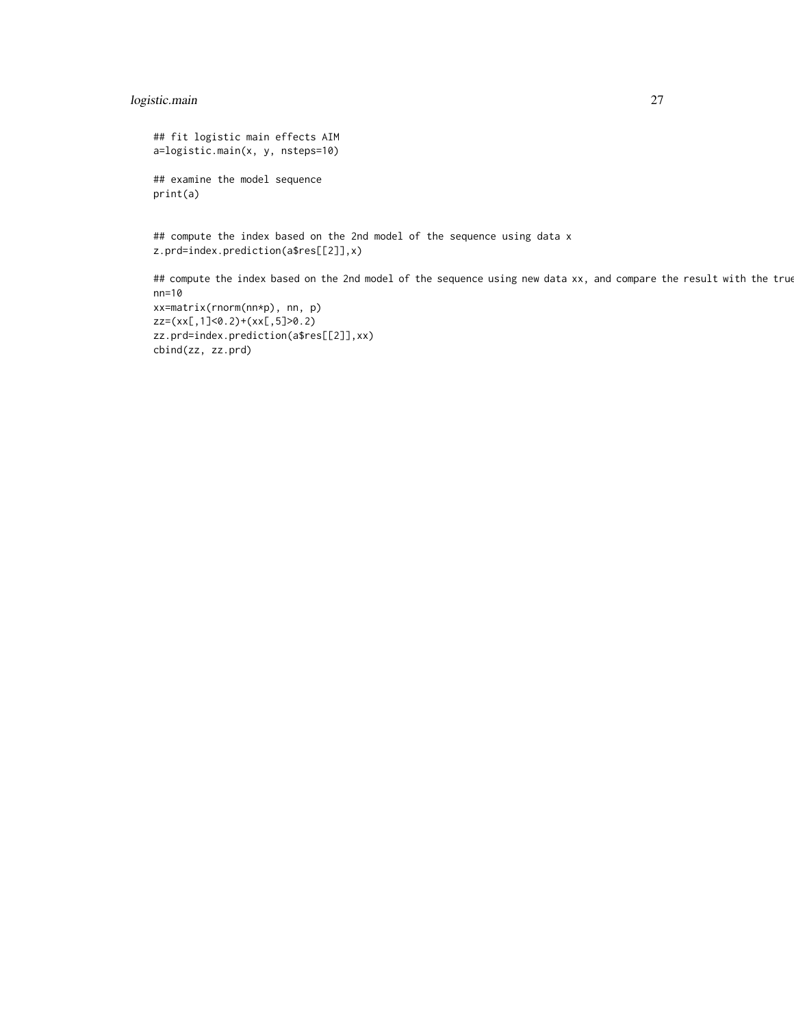```
## fit logistic main effects AIM
a=logistic.main(x, y, nsteps=10)

## examine the model sequence
print(a)


## compute the index based on the 2nd model of the sequence using data x
z.prd=index.prediction(a$res[[2]],x)

## compute the index based on the 2nd model of the sequence using new data xx, and compare the result with the true
nn=10
xx=matrix(rnorm(nn*p), nn, p)
zz=(xx[,1]<0.2)+(xx[,5]>0.2)
zz.prd=index.prediction(a$res[[2]],xx)
cbind(zz, zz.prd)
```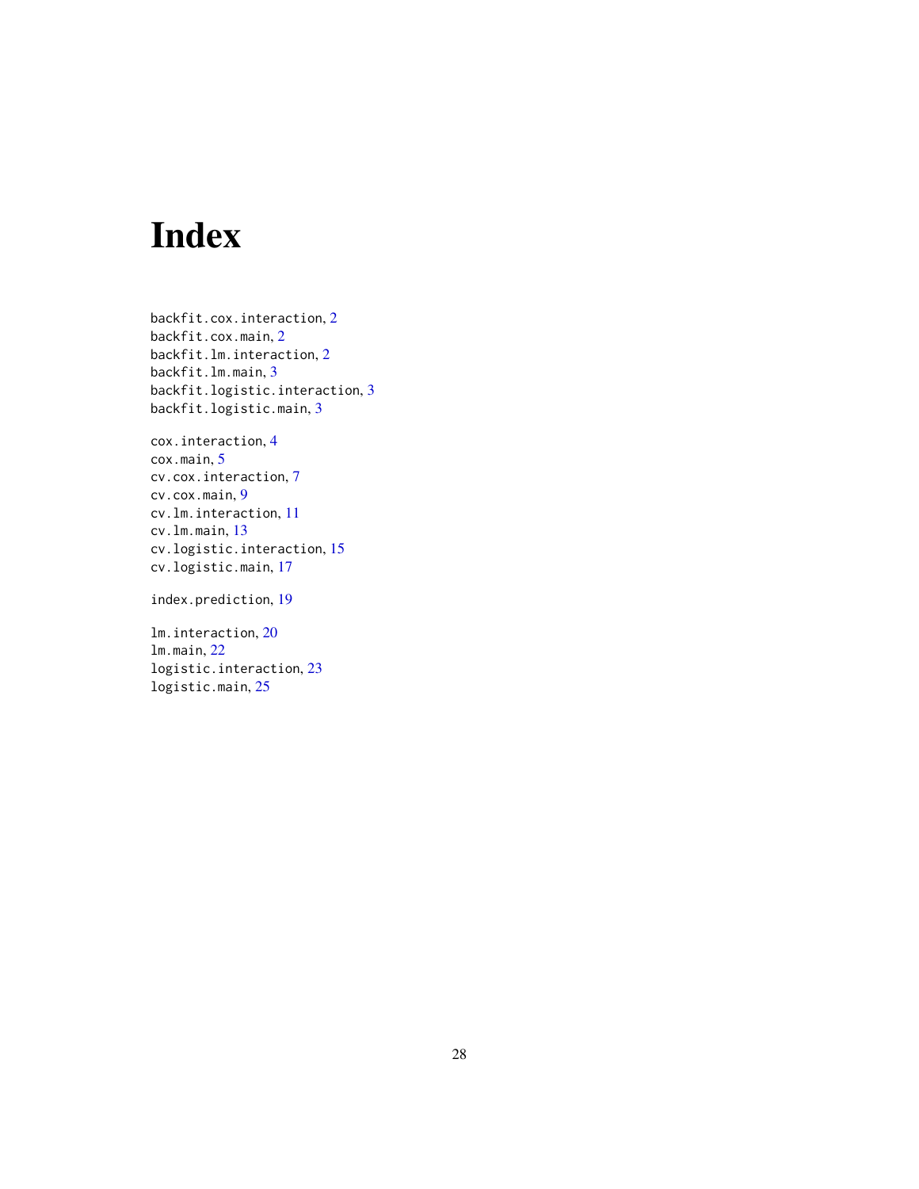# Index

backfit.cox.interaction, 2
backfit.cox.main, 2
backfit.lm.interaction, 2
backfit.lm.main, 3
backfit.logistic.interaction, 3
backfit.logistic.main, 3

cox.interaction, 4
cox.main, 5
cv.cox.interaction, 7
cv.cox.main, 9
cv.lm.interaction, 11
cv.lm.main, 13
cv.logistic.interaction, 15
cv.logistic.main, 17

index.prediction, 19

lm.interaction, 20
lm.main, 22
logistic.interaction, 23
logistic.main, 25